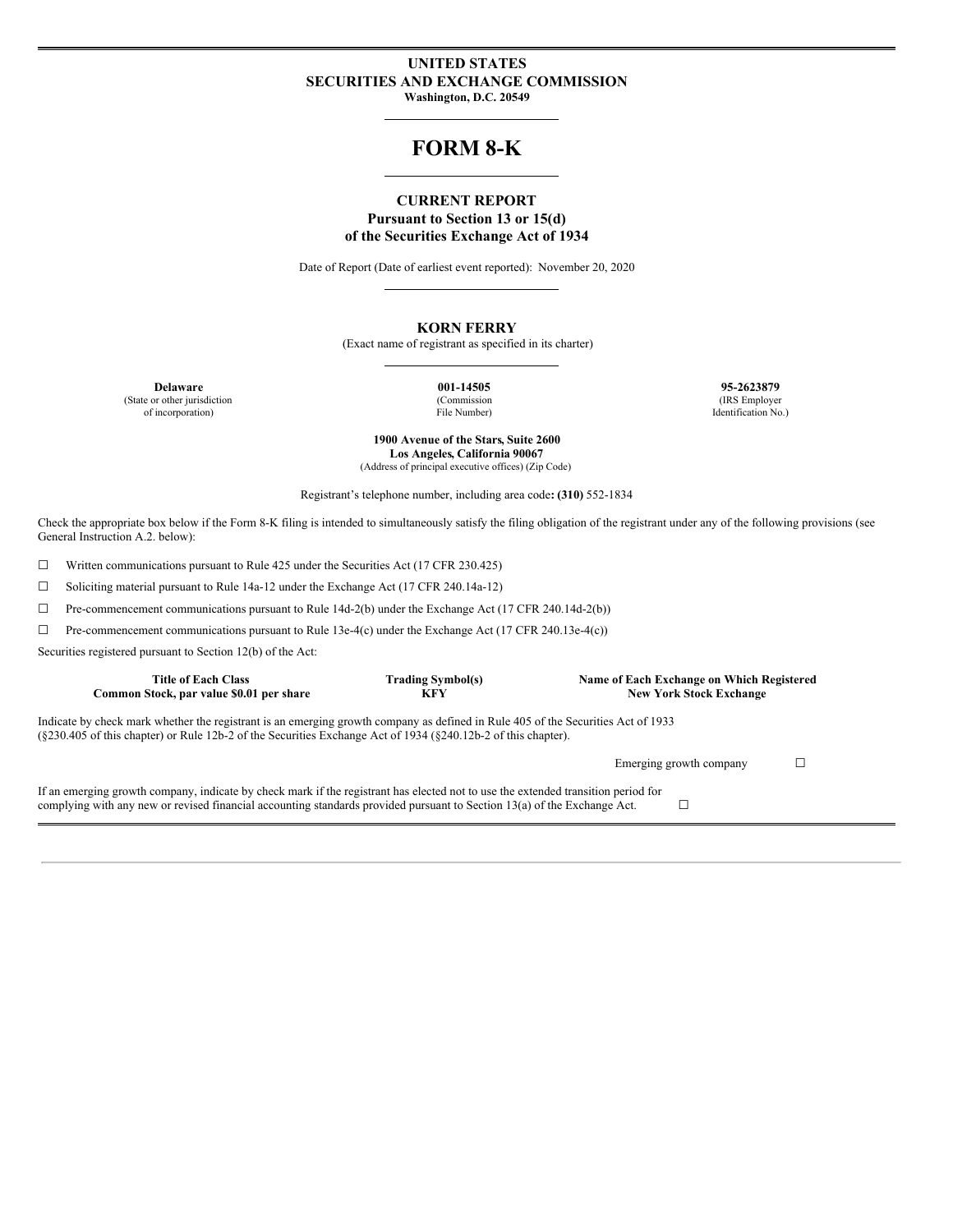**UNITED STATES**
**SECURITIES AND EXCHANGE COMMISSION**
**Washington, D.C. 20549**

# FORM 8-K

**CURRENT REPORT**
**Pursuant to Section 13 or 15(d)**
**of the Securities Exchange Act of 1934**

Date of Report (Date of earliest event reported): November 20, 2020

**KORN FERRY**
(Exact name of registrant as specified in its charter)

| **Delaware** | **001-14505** | **95-2623879** |
|---|---|---|
| (State or other jurisdiction of incorporation) | (Commission File Number) | (IRS Employer Identification No.) |

**1900 Avenue of the Stars, Suite 2600**
**Los Angeles, California 90067**
(Address of principal executive offices) (Zip Code)

Registrant's telephone number, including area code**: (310)** 552-1834

Check the appropriate box below if the Form 8-K filing is intended to simultaneously satisfy the filing obligation of the registrant under any of the following provisions (see General Instruction A.2. below):

☐ Written communications pursuant to Rule 425 under the Securities Act (17 CFR 230.425)

☐ Soliciting material pursuant to Rule 14a-12 under the Exchange Act (17 CFR 240.14a-12)

☐ Pre-commencement communications pursuant to Rule 14d-2(b) under the Exchange Act (17 CFR 240.14d-2(b))

☐ Pre-commencement communications pursuant to Rule 13e-4(c) under the Exchange Act (17 CFR 240.13e-4(c))

Securities registered pursuant to Section 12(b) of the Act:

| Title of Each Class | Trading Symbol(s) | Name of Each Exchange on Which Registered |
|---|---|---|
| **Common Stock, par value $0.01 per share** | **KFY** | **New York Stock Exchange** |

Indicate by check mark whether the registrant is an emerging growth company as defined in Rule 405 of the Securities Act of 1933 (§230.405 of this chapter) or Rule 12b-2 of the Securities Exchange Act of 1934 (§240.12b-2 of this chapter).

Emerging growth company ☐

If an emerging growth company, indicate by check mark if the registrant has elected not to use the extended transition period for complying with any new or revised financial accounting standards provided pursuant to Section 13(a) of the Exchange Act. ☐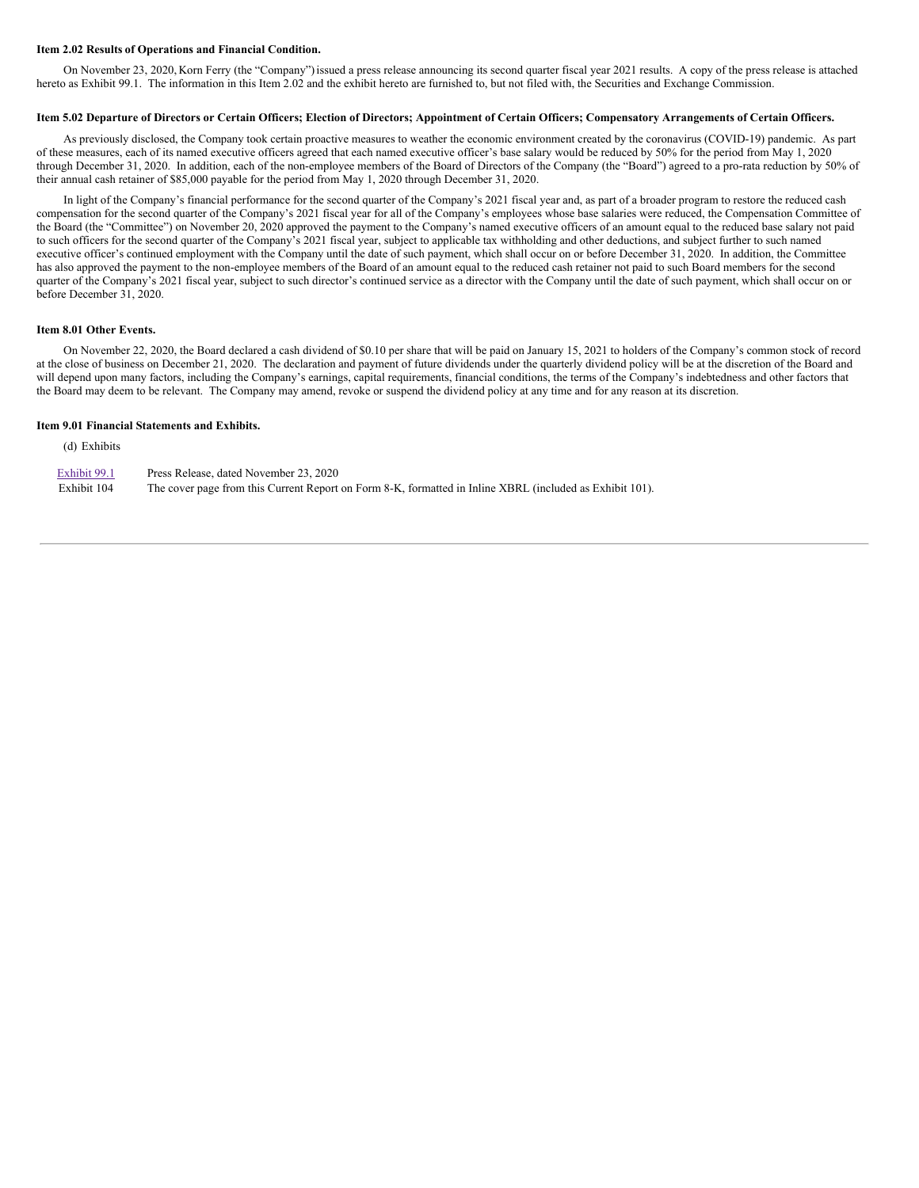**Item 2.02 Results of Operations and Financial Condition.**

On November 23, 2020, Korn Ferry (the "Company") issued a press release announcing its second quarter fiscal year 2021 results. A copy of the press release is attached hereto as Exhibit 99.1. The information in this Item 2.02 and the exhibit hereto are furnished to, but not filed with, the Securities and Exchange Commission.

**Item 5.02 Departure of Directors or Certain Officers; Election of Directors; Appointment of Certain Officers; Compensatory Arrangements of Certain Officers.**

As previously disclosed, the Company took certain proactive measures to weather the economic environment created by the coronavirus (COVID-19) pandemic. As part of these measures, each of its named executive officers agreed that each named executive officer's base salary would be reduced by 50% for the period from May 1, 2020 through December 31, 2020. In addition, each of the non-employee members of the Board of Directors of the Company (the "Board") agreed to a pro-rata reduction by 50% of their annual cash retainer of $85,000 payable for the period from May 1, 2020 through December 31, 2020.

In light of the Company's financial performance for the second quarter of the Company's 2021 fiscal year and, as part of a broader program to restore the reduced cash compensation for the second quarter of the Company's 2021 fiscal year for all of the Company's employees whose base salaries were reduced, the Compensation Committee of the Board (the "Committee") on November 20, 2020 approved the payment to the Company's named executive officers of an amount equal to the reduced base salary not paid to such officers for the second quarter of the Company's 2021 fiscal year, subject to applicable tax withholding and other deductions, and subject further to such named executive officer's continued employment with the Company until the date of such payment, which shall occur on or before December 31, 2020. In addition, the Committee has also approved the payment to the non-employee members of the Board of an amount equal to the reduced cash retainer not paid to such Board members for the second quarter of the Company's 2021 fiscal year, subject to such director's continued service as a director with the Company until the date of such payment, which shall occur on or before December 31, 2020.

**Item 8.01 Other Events.**

On November 22, 2020, the Board declared a cash dividend of $0.10 per share that will be paid on January 15, 2021 to holders of the Company's common stock of record at the close of business on December 21, 2020. The declaration and payment of future dividends under the quarterly dividend policy will be at the discretion of the Board and will depend upon many factors, including the Company's earnings, capital requirements, financial conditions, the terms of the Company's indebtedness and other factors that the Board may deem to be relevant. The Company may amend, revoke or suspend the dividend policy at any time and for any reason at its discretion.

**Item 9.01 Financial Statements and Exhibits.**

(d) Exhibits

| | |
|---|---|
| Exhibit 99.1 | Press Release, dated November 23, 2020 |
| Exhibit 104 | The cover page from this Current Report on Form 8-K, formatted in Inline XBRL (included as Exhibit 101). |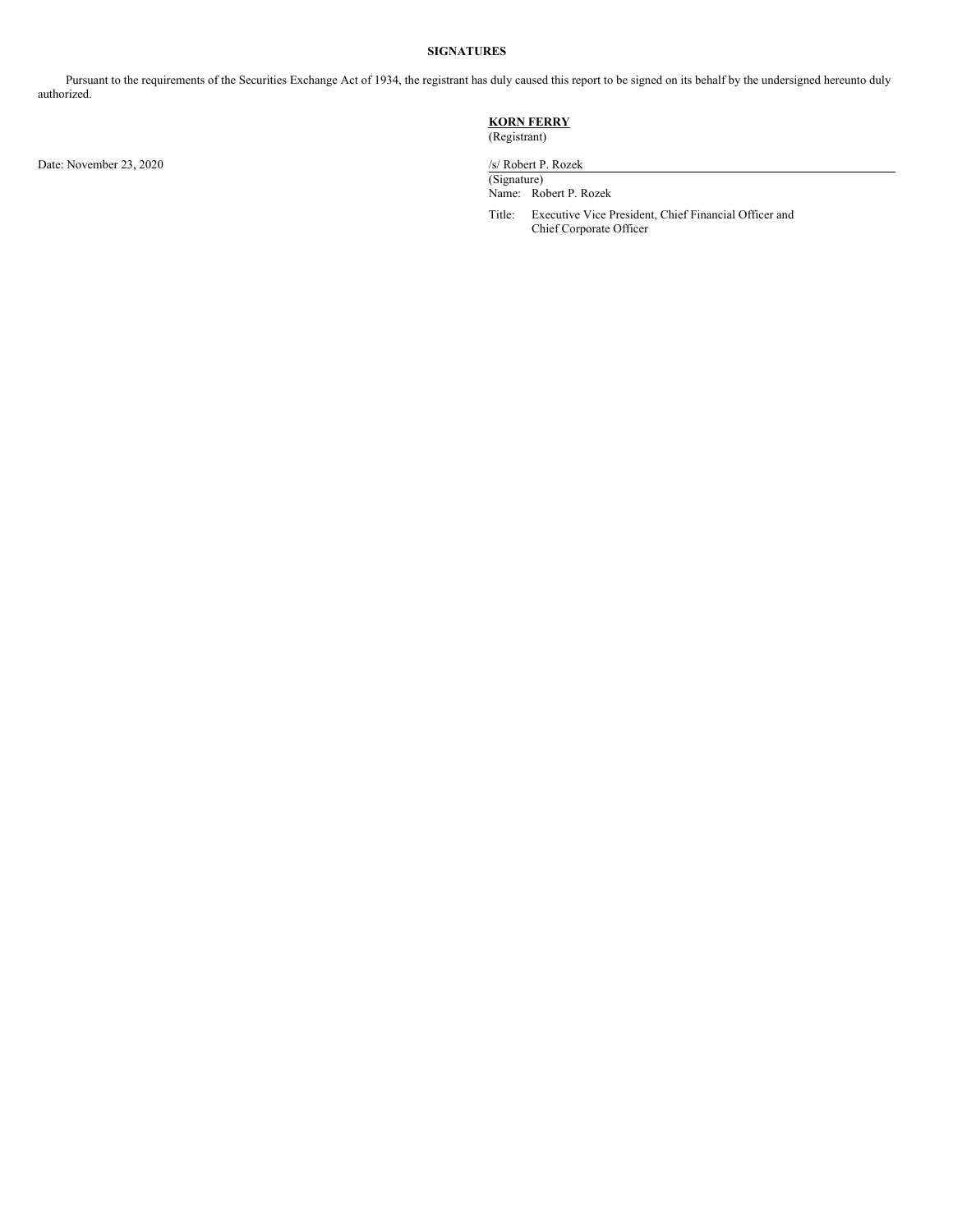## SIGNATURES

Pursuant to the requirements of the Securities Exchange Act of 1934, the registrant has duly caused this report to be signed on its behalf by the undersigned hereunto duly authorized.

**KORN FERRY**
(Registrant)

Date: November 23, 2020

/s/ Robert P. Rozek
(Signature)
Name: Robert P. Rozek
Title: Executive Vice President, Chief Financial Officer and Chief Corporate Officer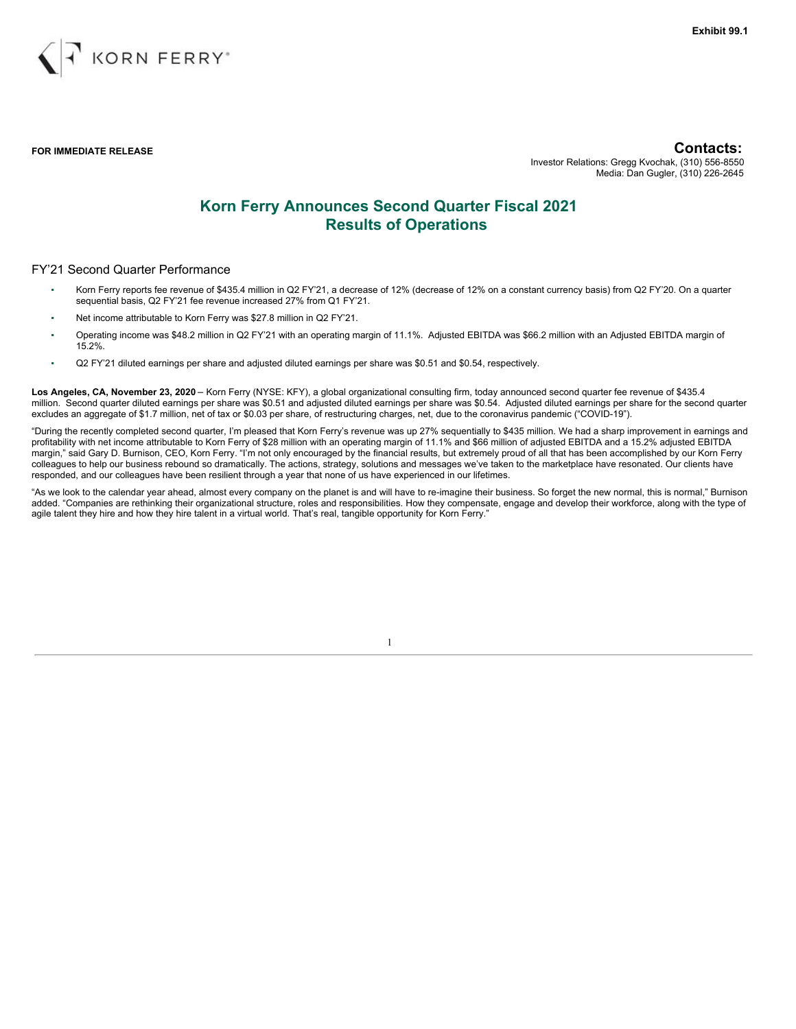Exhibit 99.1

KORN FERRY

**FOR IMMEDIATE RELEASE**

**Contacts:**
Investor Relations: Gregg Kvochak, (310) 556-8550
Media: Dan Gugler, (310) 226-2645

# Korn Ferry Announces Second Quarter Fiscal 2021 Results of Operations

## FY'21 Second Quarter Performance

- Korn Ferry reports fee revenue of $435.4 million in Q2 FY'21, a decrease of 12% (decrease of 12% on a constant currency basis) from Q2 FY'20. On a quarter sequential basis, Q2 FY'21 fee revenue increased 27% from Q1 FY'21.
- Net income attributable to Korn Ferry was $27.8 million in Q2 FY'21.
- Operating income was $48.2 million in Q2 FY'21 with an operating margin of 11.1%. Adjusted EBITDA was $66.2 million with an Adjusted EBITDA margin of 15.2%.
- Q2 FY'21 diluted earnings per share and adjusted diluted earnings per share was $0.51 and $0.54, respectively.

**Los Angeles, CA, November 23, 2020** – Korn Ferry (NYSE: KFY), a global organizational consulting firm, today announced second quarter fee revenue of $435.4 million. Second quarter diluted earnings per share was $0.51 and adjusted diluted earnings per share was $0.54. Adjusted diluted earnings per share for the second quarter excludes an aggregate of $1.7 million, net of tax or $0.03 per share, of restructuring charges, net, due to the coronavirus pandemic ("COVID-19").

"During the recently completed second quarter, I'm pleased that Korn Ferry's revenue was up 27% sequentially to $435 million. We had a sharp improvement in earnings and profitability with net income attributable to Korn Ferry of $28 million with an operating margin of 11.1% and $66 million of adjusted EBITDA and a 15.2% adjusted EBITDA margin," said Gary D. Burnison, CEO, Korn Ferry. "I'm not only encouraged by the financial results, but extremely proud of all that has been accomplished by our Korn Ferry colleagues to help our business rebound so dramatically. The actions, strategy, solutions and messages we've taken to the marketplace have resonated. Our clients have responded, and our colleagues have been resilient through a year that none of us have experienced in our lifetimes.

"As we look to the calendar year ahead, almost every company on the planet is and will have to re-imagine their business. So forget the new normal, this is normal," Burnison added. "Companies are rethinking their organizational structure, roles and responsibilities. How they compensate, engage and develop their workforce, along with the type of agile talent they hire and how they hire talent in a virtual world. That's real, tangible opportunity for Korn Ferry."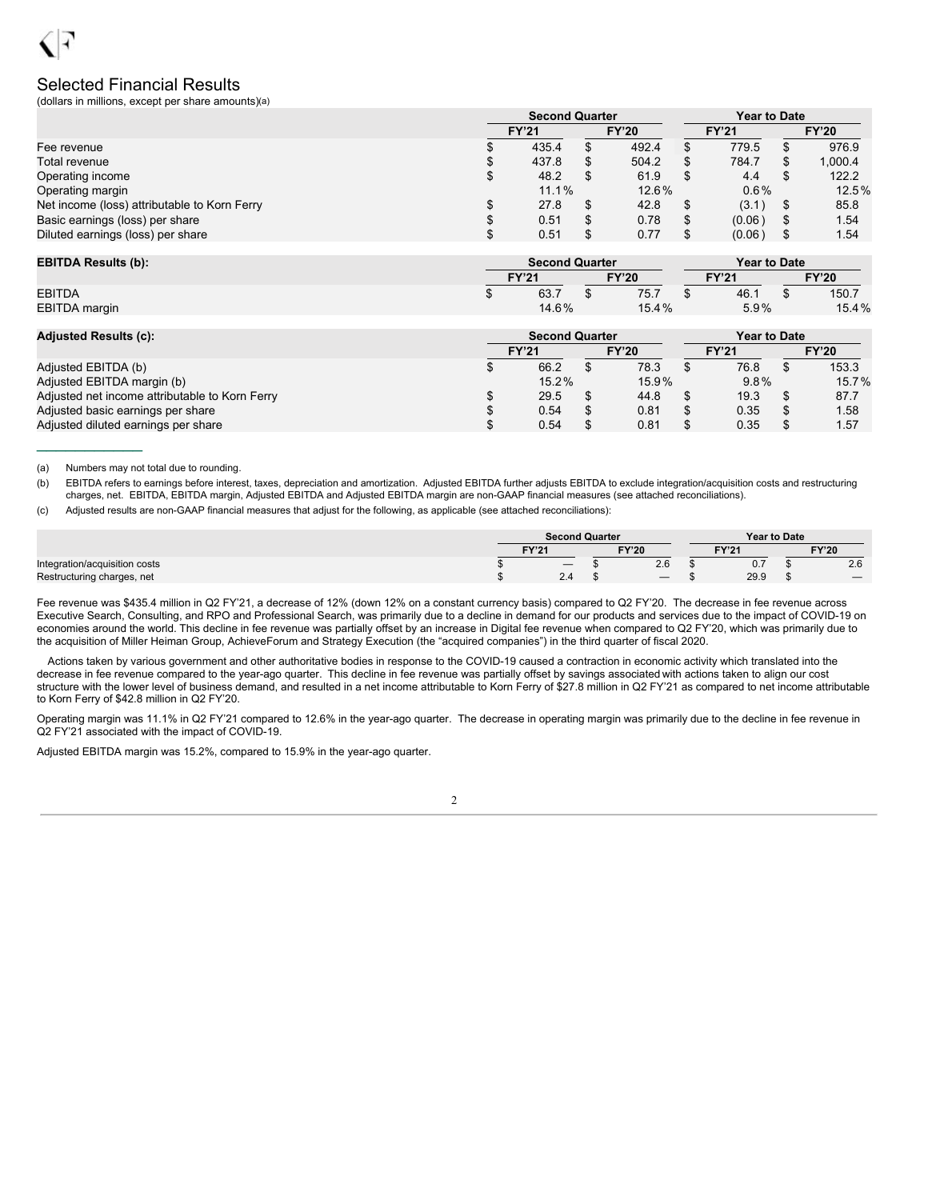## Selected Financial Results

(dollars in millions, except per share amounts)(a)

| | Second Quarter | | Year to Date | |
|---|---|---|---|---|
| | FY'21 | FY'20 | FY'21 | FY'20 |
| Fee revenue | $ 435.4 | $ 492.4 | $ 779.5 | $ 976.9 |
| Total revenue | $ 437.8 | $ 504.2 | $ 784.7 | $ 1,000.4 |
| Operating income | $ 48.2 | $ 61.9 | $ 4.4 | $ 122.2 |
| Operating margin | 11.1% | 12.6% | 0.6% | 12.5% |
| Net income (loss) attributable to Korn Ferry | $ 27.8 | $ 42.8 | $ (3.1) | $ 85.8 |
| Basic earnings (loss) per share | $ 0.51 | $ 0.78 | $ (0.06) | $ 1.54 |
| Diluted earnings (loss) per share | $ 0.51 | $ 0.77 | $ (0.06) | $ 1.54 |

| EBITDA Results (b): | Second Quarter | | Year to Date | |
|---|---|---|---|---|
| | FY'21 | FY'20 | FY'21 | FY'20 |
| EBITDA | $ 63.7 | $ 75.7 | $ 46.1 | $ 150.7 |
| EBITDA margin | 14.6% | 15.4% | 5.9% | 15.4% |

| Adjusted Results (c): | Second Quarter | | Year to Date | |
|---|---|---|---|---|
| | FY'21 | FY'20 | FY'21 | FY'20 |
| Adjusted EBITDA (b) | $ 66.2 | $ 78.3 | $ 76.8 | $ 153.3 |
| Adjusted EBITDA margin (b) | 15.2% | 15.9% | 9.8% | 15.7% |
| Adjusted net income attributable to Korn Ferry | $ 29.5 | $ 44.8 | $ 19.3 | $ 87.7 |
| Adjusted basic earnings per share | $ 0.54 | $ 0.81 | $ 0.35 | $ 1.58 |
| Adjusted diluted earnings per share | $ 0.54 | $ 0.81 | $ 0.35 | $ 1.57 |

(a) Numbers may not total due to rounding.

(b) EBITDA refers to earnings before interest, taxes, depreciation and amortization. Adjusted EBITDA further adjusts EBITDA to exclude integration/acquisition costs and restructuring charges, net. EBITDA, EBITDA margin, Adjusted EBITDA and Adjusted EBITDA margin are non-GAAP financial measures (see attached reconciliations).

(c) Adjusted results are non-GAAP financial measures that adjust for the following, as applicable (see attached reconciliations):

| | Second Quarter | | Year to Date | |
|---|---|---|---|---|
| | FY'21 | FY'20 | FY'21 | FY'20 |
| Integration/acquisition costs | $ — | $ 2.6 | $ 0.7 | $ 2.6 |
| Restructuring charges, net | $ 2.4 | $ — | $ 29.9 | $ — |

Fee revenue was $435.4 million in Q2 FY'21, a decrease of 12% (down 12% on a constant currency basis) compared to Q2 FY'20. The decrease in fee revenue across Executive Search, Consulting, and RPO and Professional Search, was primarily due to a decline in demand for our products and services due to the impact of COVID-19 on economies around the world. This decline in fee revenue was partially offset by an increase in Digital fee revenue when compared to Q2 FY'20, which was primarily due to the acquisition of Miller Heiman Group, AchieveForum and Strategy Execution (the "acquired companies") in the third quarter of fiscal 2020.

Actions taken by various government and other authoritative bodies in response to the COVID-19 caused a contraction in economic activity which translated into the decrease in fee revenue compared to the year-ago quarter. This decline in fee revenue was partially offset by savings associated with actions taken to align our cost structure with the lower level of business demand, and resulted in a net income attributable to Korn Ferry of $27.8 million in Q2 FY'21 as compared to net income attributable to Korn Ferry of $42.8 million in Q2 FY'20.

Operating margin was 11.1% in Q2 FY'21 compared to 12.6% in the year-ago quarter. The decrease in operating margin was primarily due to the decline in fee revenue in Q2 FY'21 associated with the impact of COVID-19.

Adjusted EBITDA margin was 15.2%, compared to 15.9% in the year-ago quarter.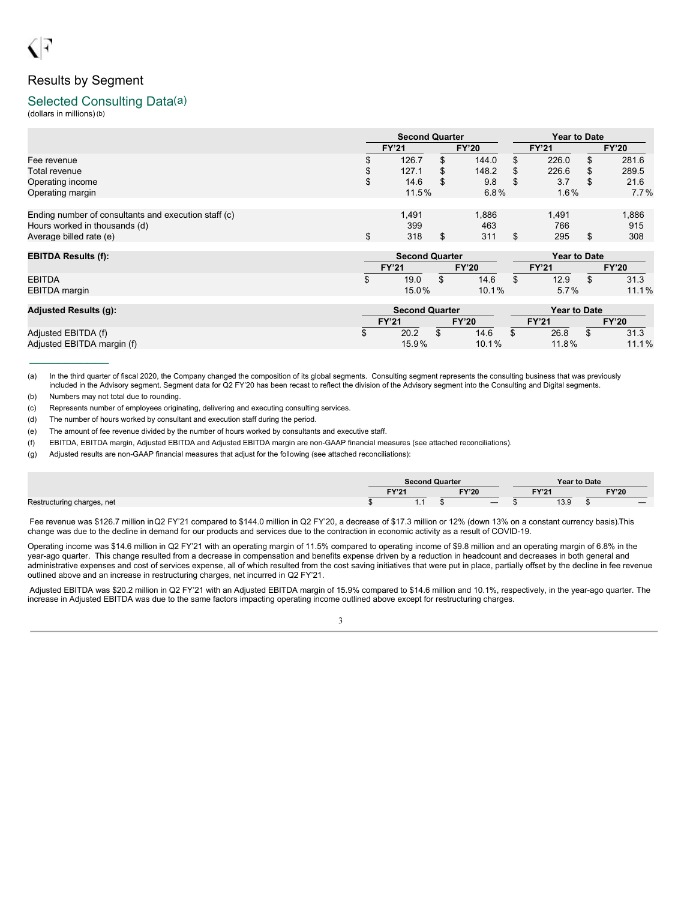## Results by Segment

### Selected Consulting Data(a)

(dollars in millions) (b)

| | Second Quarter | | Year to Date | |
|---|---|---|---|---|
| | FY'21 | FY'20 | FY'21 | FY'20 |
| Fee revenue | $ 126.7 | $ 144.0 | $ 226.0 | $ 281.6 |
| Total revenue | $ 127.1 | $ 148.2 | $ 226.6 | $ 289.5 |
| Operating income | $ 14.6 | $ 9.8 | $ 3.7 | $ 21.6 |
| Operating margin | 11.5% | 6.8% | 1.6% | 7.7% |
| | | | | |
| Ending number of consultants and execution staff (c) | 1,491 | 1,886 | 1,491 | 1,886 |
| Hours worked in thousands (d) | 399 | 463 | 766 | 915 |
| Average billed rate (e) | $ 318 | $ 311 | $ 295 | $ 308 |

| **EBITDA Results (f):** | Second Quarter | | Year to Date | |
|---|---|---|---|---|
| | FY'21 | FY'20 | FY'21 | FY'20 |
| EBITDA | $ 19.0 | $ 14.6 | $ 12.9 | $ 31.3 |
| EBITDA margin | 15.0% | 10.1% | 5.7% | 11.1% |

| **Adjusted Results (g):** | Second Quarter | | Year to Date | |
|---|---|---|---|---|
| | FY'21 | FY'20 | FY'21 | FY'20 |
| Adjusted EBITDA (f) | $ 20.2 | $ 14.6 | $ 26.8 | $ 31.3 |
| Adjusted EBITDA margin (f) | 15.9% | 10.1% | 11.8% | 11.1% |

(a) In the third quarter of fiscal 2020, the Company changed the composition of its global segments. Consulting segment represents the consulting business that was previously included in the Advisory segment. Segment data for Q2 FY'20 has been recast to reflect the division of the Advisory segment into the Consulting and Digital segments.

(b) Numbers may not total due to rounding.

(c) Represents number of employees originating, delivering and executing consulting services.

(d) The number of hours worked by consultant and execution staff during the period.

(e) The amount of fee revenue divided by the number of hours worked by consultants and executive staff.

(f) EBITDA, EBITDA margin, Adjusted EBITDA and Adjusted EBITDA margin are non-GAAP financial measures (see attached reconciliations).

(g) Adjusted results are non-GAAP financial measures that adjust for the following (see attached reconciliations):

| | Second Quarter | | Year to Date | |
|---|---|---|---|---|
| | FY'21 | FY'20 | FY'21 | FY'20 |
| Restructuring charges, net | $ 1.1 | $ — | $ 13.9 | $ — |

Fee revenue was $126.7 million in Q2 FY'21 compared to $144.0 million in Q2 FY'20, a decrease of $17.3 million or 12% (down 13% on a constant currency basis). This change was due to the decline in demand for our products and services due to the contraction in economic activity as a result of COVID-19.

Operating income was $14.6 million in Q2 FY'21 with an operating margin of 11.5% compared to operating income of $9.8 million and an operating margin of 6.8% in the year-ago quarter. This change resulted from a decrease in compensation and benefits expense driven by a reduction in headcount and decreases in both general and administrative expenses and cost of services expense, all of which resulted from the cost saving initiatives that were put in place, partially offset by the decline in fee revenue outlined above and an increase in restructuring charges, net incurred in Q2 FY'21.

Adjusted EBITDA was $20.2 million in Q2 FY'21 with an Adjusted EBITDA margin of 15.9% compared to $14.6 million and 10.1%, respectively, in the year-ago quarter. The increase in Adjusted EBITDA was due to the same factors impacting operating income outlined above except for restructuring charges.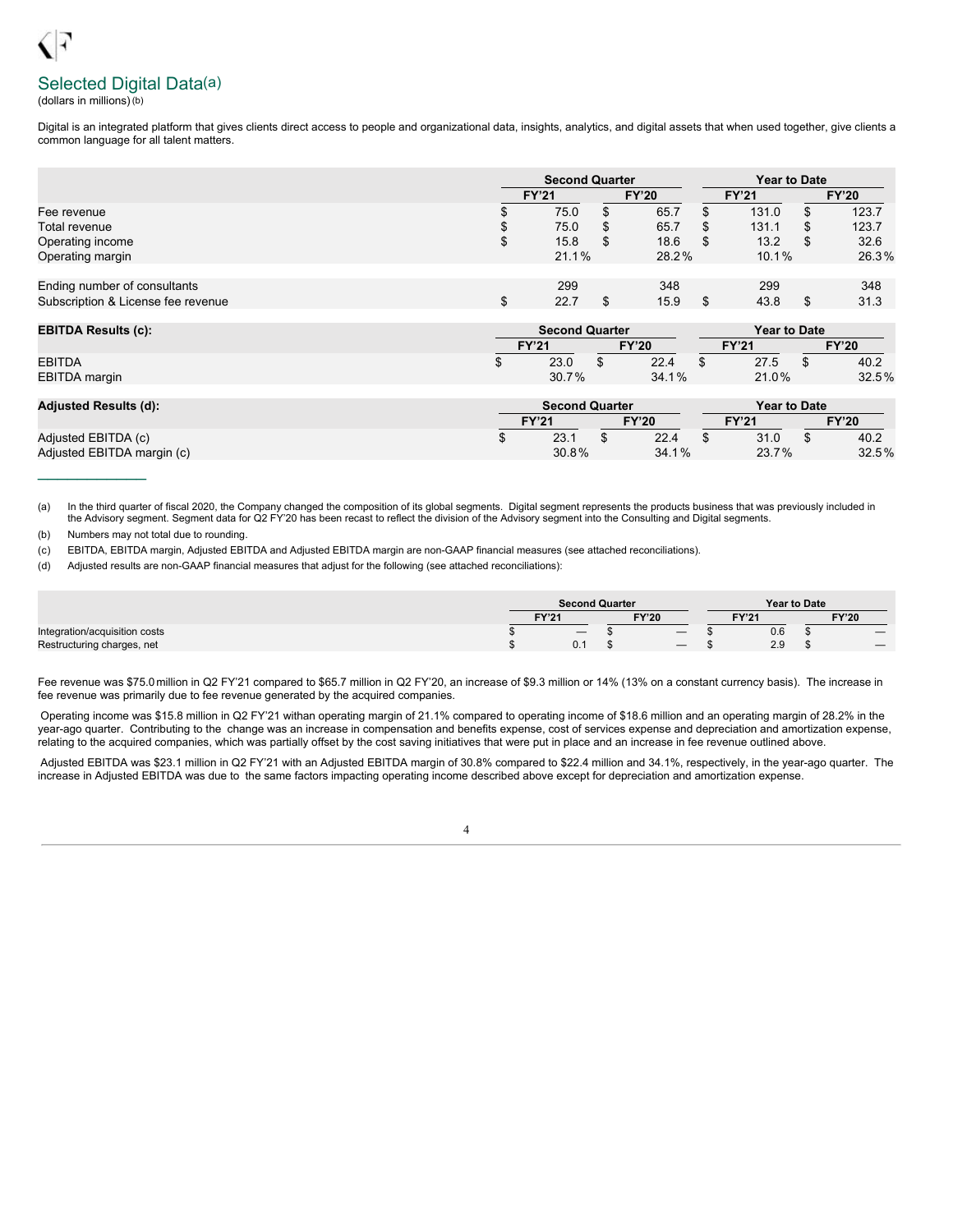## Selected Digital Data[(a)]

(dollars in millions) [(b)]

Digital is an integrated platform that gives clients direct access to people and organizational data, insights, analytics, and digital assets that when used together, give clients a common language for all talent matters.

| | Second Quarter | | Year to Date | |
|---|---|---|---|---|
| | FY'21 | FY'20 | FY'21 | FY'20 |
| Fee revenue | $ 75.0 | $ 65.7 | $ 131.0 | $ 123.7 |
| Total revenue | $ 75.0 | $ 65.7 | $ 131.1 | $ 123.7 |
| Operating income | $ 15.8 | $ 18.6 | $ 13.2 | $ 32.6 |
| Operating margin | 21.1% | 28.2% | 10.1% | 26.3% |
| | | | | |
| Ending number of consultants | 299 | 348 | 299 | 348 |
| Subscription & License fee revenue | $ 22.7 | $ 15.9 | $ 43.8 | $ 31.3 |

| EBITDA Results (c): | Second Quarter | | Year to Date | |
|---|---|---|---|---|
| | FY'21 | FY'20 | FY'21 | FY'20 |
| EBITDA | $ 23.0 | $ 22.4 | $ 27.5 | $ 40.2 |
| EBITDA margin | 30.7% | 34.1% | 21.0% | 32.5% |

| Adjusted Results (d): | Second Quarter | | Year to Date | |
|---|---|---|---|---|
| | FY'21 | FY'20 | FY'21 | FY'20 |
| Adjusted EBITDA (c) | $ 23.1 | $ 22.4 | $ 31.0 | $ 40.2 |
| Adjusted EBITDA margin (c) | 30.8% | 34.1% | 23.7% | 32.5% |

---

(a) In the third quarter of fiscal 2020, the Company changed the composition of its global segments. Digital segment represents the products business that was previously included in the Advisory segment. Segment data for Q2 FY'20 has been recast to reflect the division of the Advisory segment into the Consulting and Digital segments.

(b) Numbers may not total due to rounding.

(c) EBITDA, EBITDA margin, Adjusted EBITDA and Adjusted EBITDA margin are non-GAAP financial measures (see attached reconciliations).

(d) Adjusted results are non-GAAP financial measures that adjust for the following (see attached reconciliations):

| | Second Quarter | | Year to Date | |
|---|---|---|---|---|
| | FY'21 | FY'20 | FY'21 | FY'20 |
| Integration/acquisition costs | $ — | $ — | $ 0.6 | $ — |
| Restructuring charges, net | $ 0.1 | $ — | $ 2.9 | $ — |

Fee revenue was $75.0 million in Q2 FY'21 compared to $65.7 million in Q2 FY'20, an increase of $9.3 million or 14% (13% on a constant currency basis). The increase in fee revenue was primarily due to fee revenue generated by the acquired companies.

Operating income was $15.8 million in Q2 FY'21 withan operating margin of 21.1% compared to operating income of $18.6 million and an operating margin of 28.2% in the year-ago quarter. Contributing to the change was an increase in compensation and benefits expense, cost of services expense and depreciation and amortization expense, relating to the acquired companies, which was partially offset by the cost saving initiatives that were put in place and an increase in fee revenue outlined above.

Adjusted EBITDA was $23.1 million in Q2 FY'21 with an Adjusted EBITDA margin of 30.8% compared to $22.4 million and 34.1%, respectively, in the year-ago quarter. The increase in Adjusted EBITDA was due to the same factors impacting operating income described above except for depreciation and amortization expense.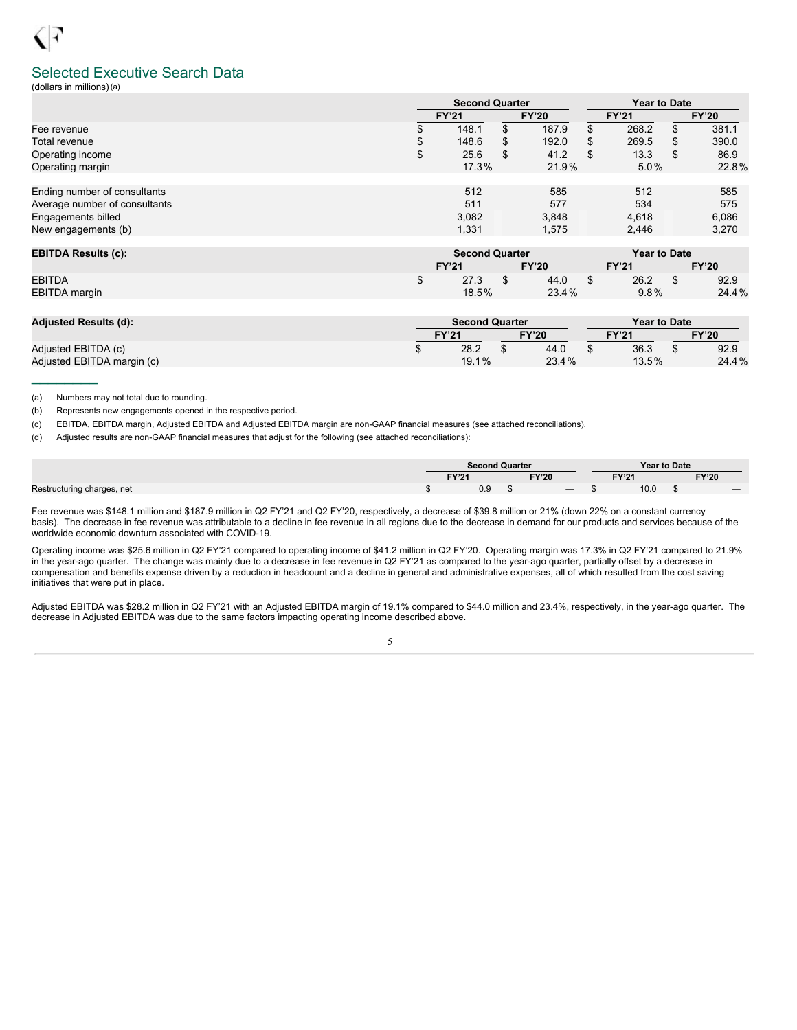## Selected Executive Search Data

(dollars in millions) (a)

| | Second Quarter | | Year to Date | |
|---|---|---|---|---|
| | FY'21 | FY'20 | FY'21 | FY'20 |
| Fee revenue | $ 148.1 | $ 187.9 | $ 268.2 | $ 381.1 |
| Total revenue | $ 148.6 | $ 192.0 | $ 269.5 | $ 390.0 |
| Operating income | $ 25.6 | $ 41.2 | $ 13.3 | $ 86.9 |
| Operating margin | 17.3% | 21.9% | 5.0% | 22.8% |
| | | | | |
| Ending number of consultants | 512 | 585 | 512 | 585 |
| Average number of consultants | 511 | 577 | 534 | 575 |
| Engagements billed | 3,082 | 3,848 | 4,618 | 6,086 |
| New engagements (b) | 1,331 | 1,575 | 2,446 | 3,270 |

| EBITDA Results (c): | Second Quarter | | Year to Date | |
|---|---|---|---|---|
| | FY'21 | FY'20 | FY'21 | FY'20 |
| EBITDA | $ 27.3 | $ 44.0 | $ 26.2 | $ 92.9 |
| EBITDA margin | 18.5% | 23.4% | 9.8% | 24.4% |

| Adjusted Results (d): | Second Quarter | | Year to Date | |
|---|---|---|---|---|
| | FY'21 | FY'20 | FY'21 | FY'20 |
| Adjusted EBITDA (c) | $ 28.2 | $ 44.0 | $ 36.3 | $ 92.9 |
| Adjusted EBITDA margin (c) | 19.1% | 23.4% | 13.5% | 24.4% |

(a) Numbers may not total due to rounding.

(b) Represents new engagements opened in the respective period.

(c) EBITDA, EBITDA margin, Adjusted EBITDA and Adjusted EBITDA margin are non-GAAP financial measures (see attached reconciliations).

(d) Adjusted results are non-GAAP financial measures that adjust for the following (see attached reconciliations):

| | Second Quarter | | Year to Date | |
|---|---|---|---|---|
| | FY'21 | FY'20 | FY'21 | FY'20 |
| Restructuring charges, net | $ 0.9 | $ — | $ 10.0 | $ — |

Fee revenue was $148.1 million and $187.9 million in Q2 FY'21 and Q2 FY'20, respectively, a decrease of $39.8 million or 21% (down 22% on a constant currency basis). The decrease in fee revenue was attributable to a decline in fee revenue in all regions due to the decrease in demand for our products and services because of the worldwide economic downturn associated with COVID-19.

Operating income was $25.6 million in Q2 FY'21 compared to operating income of $41.2 million in Q2 FY'20. Operating margin was 17.3% in Q2 FY'21 compared to 21.9% in the year-ago quarter. The change was mainly due to a decrease in fee revenue in Q2 FY'21 as compared to the year-ago quarter, partially offset by a decrease in compensation and benefits expense driven by a reduction in headcount and a decline in general and administrative expenses, all of which resulted from the cost saving initiatives that were put in place.

Adjusted EBITDA was $28.2 million in Q2 FY'21 with an Adjusted EBITDA margin of 19.1% compared to $44.0 million and 23.4%, respectively, in the year-ago quarter. The decrease in Adjusted EBITDA was due to the same factors impacting operating income described above.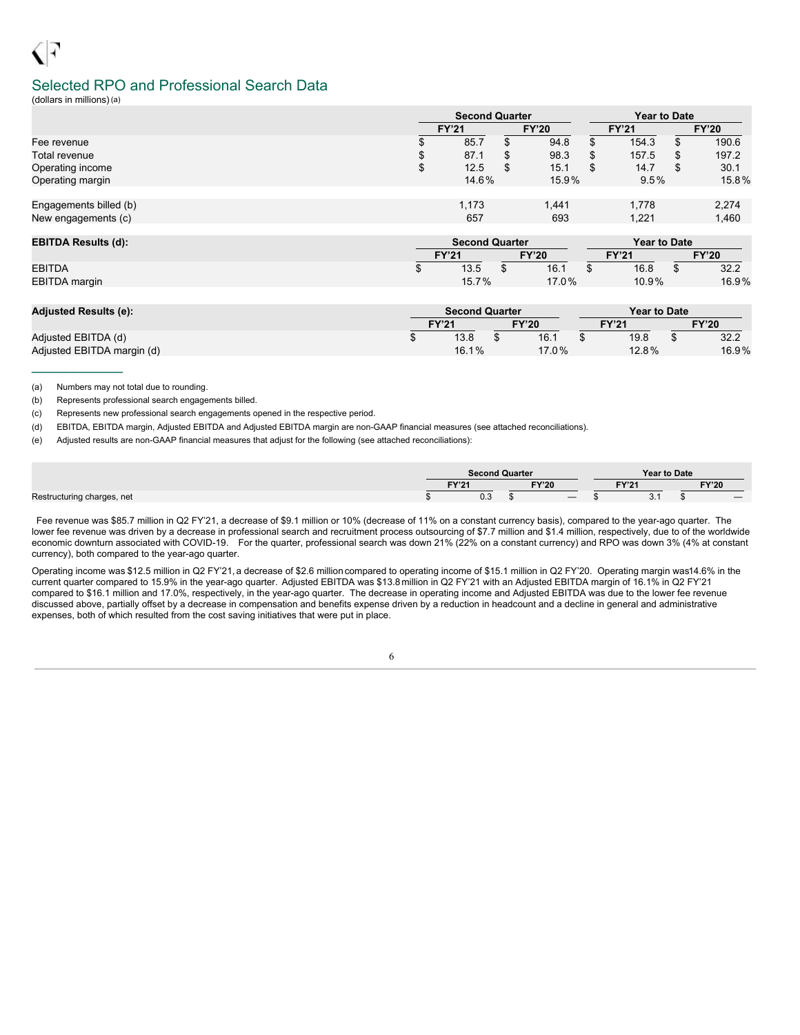## Selected RPO and Professional Search Data

(dollars in millions) (a)

| | Second Quarter | | Year to Date | |
|---|---|---|---|---|
| | FY'21 | FY'20 | FY'21 | FY'20 |
| Fee revenue | $ 85.7 | $ 94.8 | $ 154.3 | $ 190.6 |
| Total revenue | $ 87.1 | $ 98.3 | $ 157.5 | $ 197.2 |
| Operating income | $ 12.5 | $ 15.1 | $ 14.7 | $ 30.1 |
| Operating margin | 14.6% | 15.9% | 9.5% | 15.8% |
| | | | | |
| Engagements billed (b) | 1,173 | 1,441 | 1,778 | 2,274 |
| New engagements (c) | 657 | 693 | 1,221 | 1,460 |

| EBITDA Results (d): | Second Quarter | | Year to Date | |
|---|---|---|---|---|
| | FY'21 | FY'20 | FY'21 | FY'20 |
| EBITDA | $ 13.5 | $ 16.1 | $ 16.8 | $ 32.2 |
| EBITDA margin | 15.7% | 17.0% | 10.9% | 16.9% |

| Adjusted Results (e): | Second Quarter | | Year to Date | |
|---|---|---|---|---|
| | FY'21 | FY'20 | FY'21 | FY'20 |
| Adjusted EBITDA (d) | $ 13.8 | $ 16.1 | $ 19.8 | $ 32.2 |
| Adjusted EBITDA margin (d) | 16.1% | 17.0% | 12.8% | 16.9% |

(a) Numbers may not total due to rounding.

(b) Represents professional search engagements billed.

(c) Represents new professional search engagements opened in the respective period.

(d) EBITDA, EBITDA margin, Adjusted EBITDA and Adjusted EBITDA margin are non-GAAP financial measures (see attached reconciliations).

(e) Adjusted results are non-GAAP financial measures that adjust for the following (see attached reconciliations):

| | Second Quarter | | Year to Date | |
|---|---|---|---|---|
| | FY'21 | FY'20 | FY'21 | FY'20 |
| Restructuring charges, net | $ 0.3 | $ — | $ 3.1 | $ — |

Fee revenue was $85.7 million in Q2 FY'21, a decrease of $9.1 million or 10% (decrease of 11% on a constant currency basis), compared to the year-ago quarter. The lower fee revenue was driven by a decrease in professional search and recruitment process outsourcing of $7.7 million and $1.4 million, respectively, due to of the worldwide economic downturn associated with COVID-19. For the quarter, professional search was down 21% (22% on a constant currency) and RPO was down 3% (4% at constant currency), both compared to the year-ago quarter.

Operating income was $12.5 million in Q2 FY'21, a decrease of $2.6 million compared to operating income of $15.1 million in Q2 FY'20. Operating margin was14.6% in the current quarter compared to 15.9% in the year-ago quarter. Adjusted EBITDA was $13.8 million in Q2 FY'21 with an Adjusted EBITDA margin of 16.1% in Q2 FY'21 compared to $16.1 million and 17.0%, respectively, in the year-ago quarter. The decrease in operating income and Adjusted EBITDA was due to the lower fee revenue discussed above, partially offset by a decrease in compensation and benefits expense driven by a reduction in headcount and a decline in general and administrative expenses, both of which resulted from the cost saving initiatives that were put in place.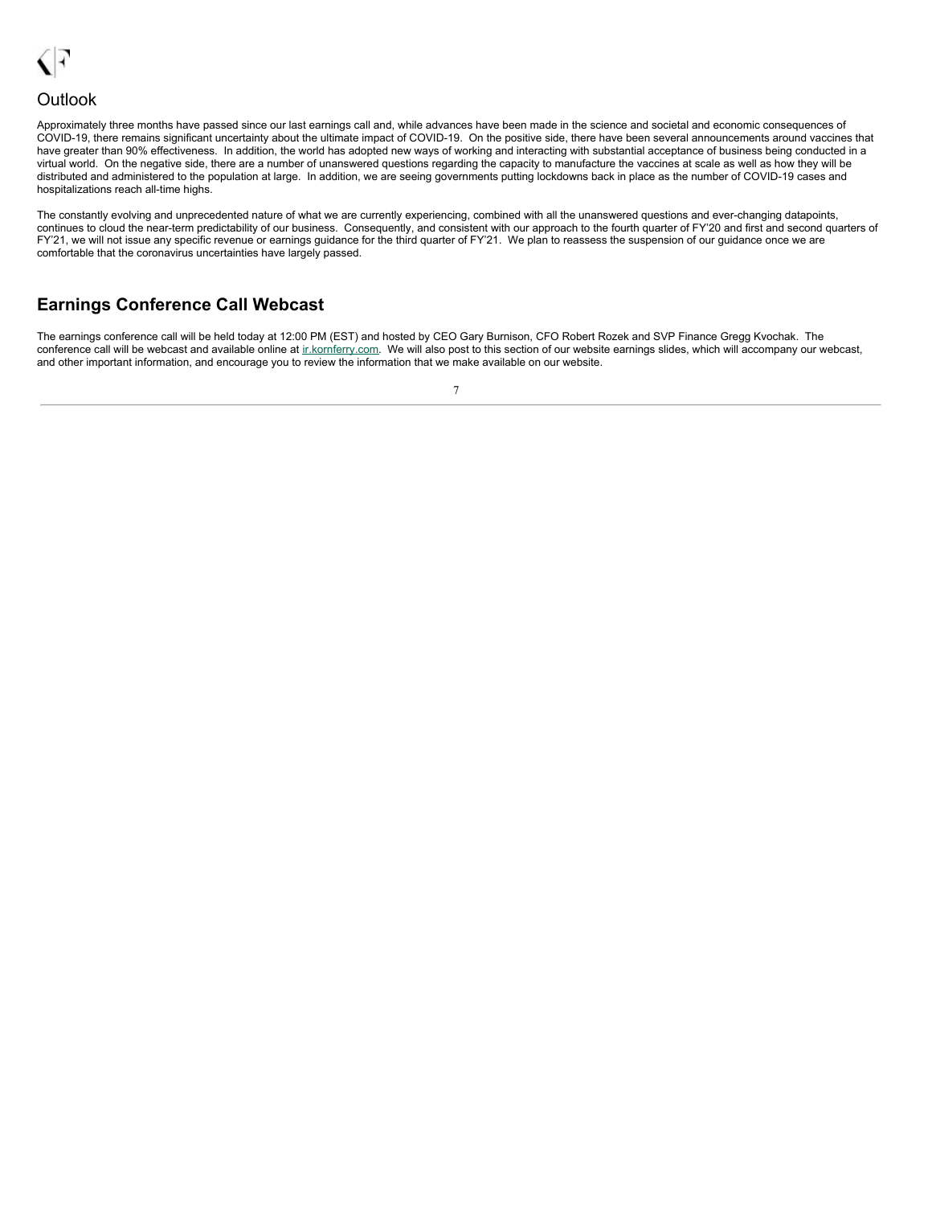## Outlook

Approximately three months have passed since our last earnings call and, while advances have been made in the science and societal and economic consequences of COVID-19, there remains significant uncertainty about the ultimate impact of COVID-19. On the positive side, there have been several announcements around vaccines that have greater than 90% effectiveness. In addition, the world has adopted new ways of working and interacting with substantial acceptance of business being conducted in a virtual world. On the negative side, there are a number of unanswered questions regarding the capacity to manufacture the vaccines at scale as well as how they will be distributed and administered to the population at large. In addition, we are seeing governments putting lockdowns back in place as the number of COVID-19 cases and hospitalizations reach all-time highs.

The constantly evolving and unprecedented nature of what we are currently experiencing, combined with all the unanswered questions and ever-changing datapoints, continues to cloud the near-term predictability of our business. Consequently, and consistent with our approach to the fourth quarter of FY'20 and first and second quarters of FY'21, we will not issue any specific revenue or earnings guidance for the third quarter of FY'21. We plan to reassess the suspension of our guidance once we are comfortable that the coronavirus uncertainties have largely passed.

## Earnings Conference Call Webcast

The earnings conference call will be held today at 12:00 PM (EST) and hosted by CEO Gary Burnison, CFO Robert Rozek and SVP Finance Gregg Kvochak. The conference call will be webcast and available online at ir.kornferry.com. We will also post to this section of our website earnings slides, which will accompany our webcast, and other important information, and encourage you to review the information that we make available on our website.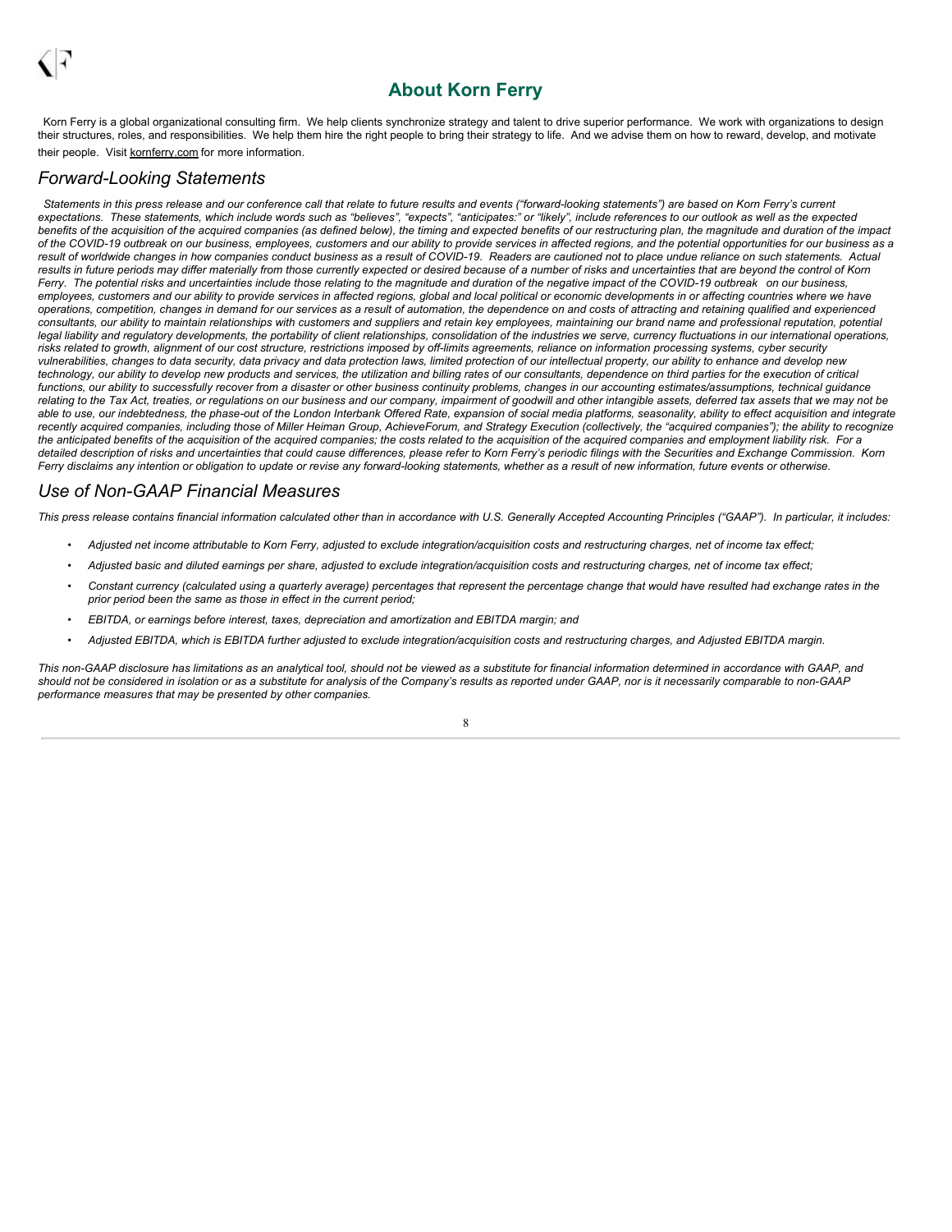# About Korn Ferry

Korn Ferry is a global organizational consulting firm. We help clients synchronize strategy and talent to drive superior performance. We work with organizations to design their structures, roles, and responsibilities. We help them hire the right people to bring their strategy to life. And we advise them on how to reward, develop, and motivate their people. Visit kornferry.com for more information.

## *Forward-Looking Statements*

*Statements in this press release and our conference call that relate to future results and events ("forward-looking statements") are based on Korn Ferry's current expectations. These statements, which include words such as "believes", "expects", "anticipates:" or "likely", include references to our outlook as well as the expected benefits of the acquisition of the acquired companies (as defined below), the timing and expected benefits of our restructuring plan, the magnitude and duration of the impact of the COVID-19 outbreak on our business, employees, customers and our ability to provide services in affected regions, and the potential opportunities for our business as a result of worldwide changes in how companies conduct business as a result of COVID-19. Readers are cautioned not to place undue reliance on such statements. Actual results in future periods may differ materially from those currently expected or desired because of a number of risks and uncertainties that are beyond the control of Korn Ferry. The potential risks and uncertainties include those relating to the magnitude and duration of the negative impact of the COVID-19 outbreak on our business, employees, customers and our ability to provide services in affected regions, global and local political or economic developments in or affecting countries where we have operations, competition, changes in demand for our services as a result of automation, the dependence on and costs of attracting and retaining qualified and experienced consultants, our ability to maintain relationships with customers and suppliers and retain key employees, maintaining our brand name and professional reputation, potential legal liability and regulatory developments, the portability of client relationships, consolidation of the industries we serve, currency fluctuations in our international operations, risks related to growth, alignment of our cost structure, restrictions imposed by off-limits agreements, reliance on information processing systems, cyber security vulnerabilities, changes to data security, data privacy and data protection laws, limited protection of our intellectual property, our ability to enhance and develop new technology, our ability to develop new products and services, the utilization and billing rates of our consultants, dependence on third parties for the execution of critical functions, our ability to successfully recover from a disaster or other business continuity problems, changes in our accounting estimates/assumptions, technical guidance relating to the Tax Act, treaties, or regulations on our business and our company, impairment of goodwill and other intangible assets, deferred tax assets that we may not be able to use, our indebtedness, the phase-out of the London Interbank Offered Rate, expansion of social media platforms, seasonality, ability to effect acquisition and integrate recently acquired companies, including those of Miller Heiman Group, AchieveForum, and Strategy Execution (collectively, the "acquired companies"); the ability to recognize the anticipated benefits of the acquisition of the acquired companies; the costs related to the acquisition of the acquired companies and employment liability risk. For a detailed description of risks and uncertainties that could cause differences, please refer to Korn Ferry's periodic filings with the Securities and Exchange Commission. Korn Ferry disclaims any intention or obligation to update or revise any forward-looking statements, whether as a result of new information, future events or otherwise.*

## *Use of Non-GAAP Financial Measures*

*This press release contains financial information calculated other than in accordance with U.S. Generally Accepted Accounting Principles ("GAAP"). In particular, it includes:*

- *Adjusted net income attributable to Korn Ferry, adjusted to exclude integration/acquisition costs and restructuring charges, net of income tax effect;*
- *Adjusted basic and diluted earnings per share, adjusted to exclude integration/acquisition costs and restructuring charges, net of income tax effect;*
- *Constant currency (calculated using a quarterly average) percentages that represent the percentage change that would have resulted had exchange rates in the prior period been the same as those in effect in the current period;*
- *EBITDA, or earnings before interest, taxes, depreciation and amortization and EBITDA margin; and*
- *Adjusted EBITDA, which is EBITDA further adjusted to exclude integration/acquisition costs and restructuring charges, and Adjusted EBITDA margin.*

*This non-GAAP disclosure has limitations as an analytical tool, should not be viewed as a substitute for financial information determined in accordance with GAAP, and should not be considered in isolation or as a substitute for analysis of the Company's results as reported under GAAP, nor is it necessarily comparable to non-GAAP performance measures that may be presented by other companies.*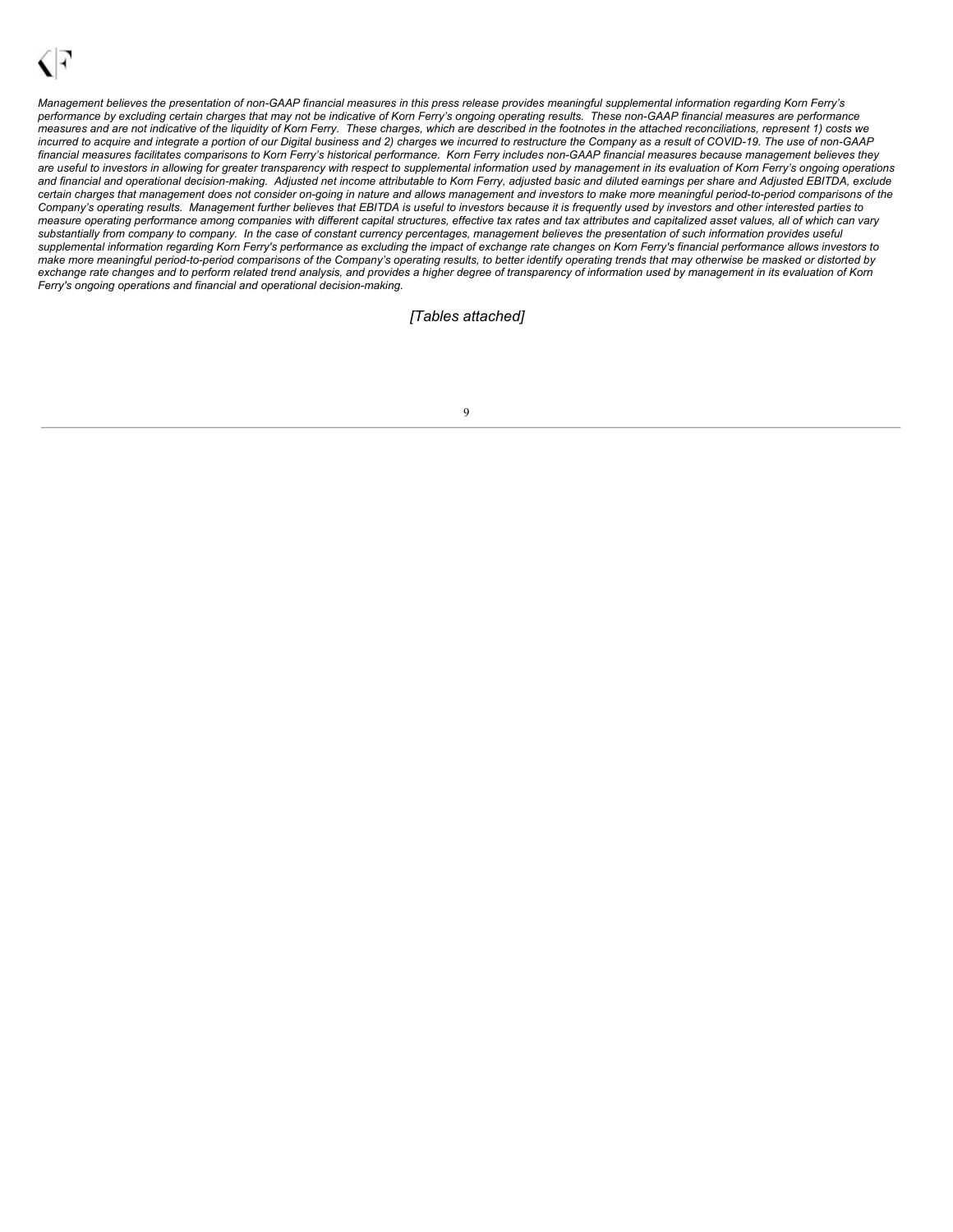*Management believes the presentation of non-GAAP financial measures in this press release provides meaningful supplemental information regarding Korn Ferry's performance by excluding certain charges that may not be indicative of Korn Ferry's ongoing operating results. These non-GAAP financial measures are performance measures and are not indicative of the liquidity of Korn Ferry. These charges, which are described in the footnotes in the attached reconciliations, represent 1) costs we incurred to acquire and integrate a portion of our Digital business and 2) charges we incurred to restructure the Company as a result of COVID-19. The use of non-GAAP financial measures facilitates comparisons to Korn Ferry's historical performance. Korn Ferry includes non-GAAP financial measures because management believes they are useful to investors in allowing for greater transparency with respect to supplemental information used by management in its evaluation of Korn Ferry's ongoing operations and financial and operational decision-making. Adjusted net income attributable to Korn Ferry, adjusted basic and diluted earnings per share and Adjusted EBITDA, exclude certain charges that management does not consider on-going in nature and allows management and investors to make more meaningful period-to-period comparisons of the Company's operating results. Management further believes that EBITDA is useful to investors because it is frequently used by investors and other interested parties to measure operating performance among companies with different capital structures, effective tax rates and tax attributes and capitalized asset values, all of which can vary substantially from company to company. In the case of constant currency percentages, management believes the presentation of such information provides useful supplemental information regarding Korn Ferry's performance as excluding the impact of exchange rate changes on Korn Ferry's financial performance allows investors to make more meaningful period-to-period comparisons of the Company's operating results, to better identify operating trends that may otherwise be masked or distorted by exchange rate changes and to perform related trend analysis, and provides a higher degree of transparency of information used by management in its evaluation of Korn Ferry's ongoing operations and financial and operational decision-making.*

*[Tables attached]*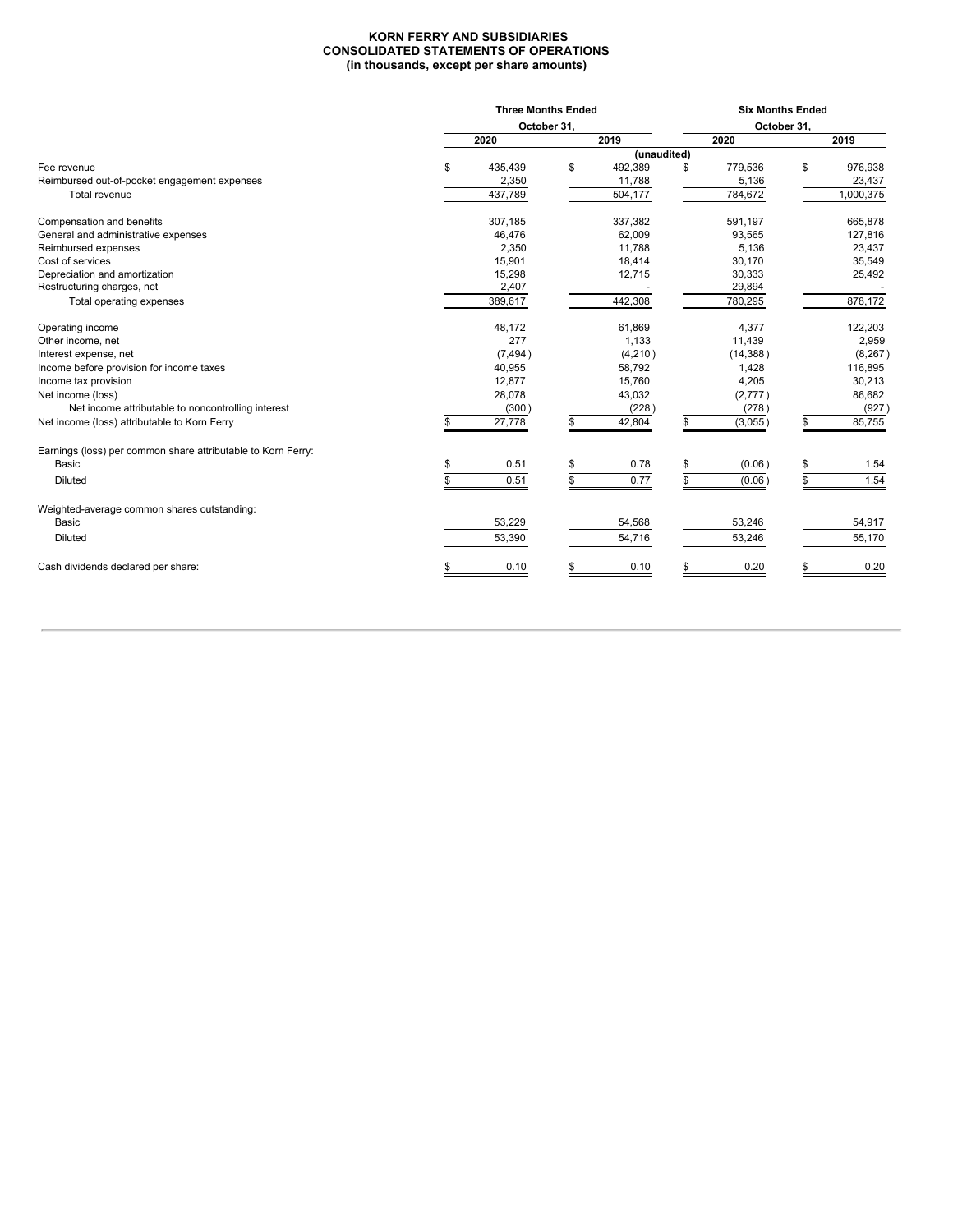**KORN FERRY AND SUBSIDIARIES**
**CONSOLIDATED STATEMENTS OF OPERATIONS**
**(in thousands, except per share amounts)**

| | Three Months Ended October 31, | | Six Months Ended October 31, | |
|---|---|---|---|---|
| | 2020 | 2019 | 2020 | 2019 |
| | | (unaudited) | | |
| Fee revenue | $ 435,439 | $ 492,389 | $ 779,536 | $ 976,938 |
| Reimbursed out-of-pocket engagement expenses | 2,350 | 11,788 | 5,136 | 23,437 |
| Total revenue | 437,789 | 504,177 | 784,672 | 1,000,375 |
| Compensation and benefits | 307,185 | 337,382 | 591,197 | 665,878 |
| General and administrative expenses | 46,476 | 62,009 | 93,565 | 127,816 |
| Reimbursed expenses | 2,350 | 11,788 | 5,136 | 23,437 |
| Cost of services | 15,901 | 18,414 | 30,170 | 35,549 |
| Depreciation and amortization | 15,298 | 12,715 | 30,333 | 25,492 |
| Restructuring charges, net | 2,407 | - | 29,894 | - |
| Total operating expenses | 389,617 | 442,308 | 780,295 | 878,172 |
| Operating income | 48,172 | 61,869 | 4,377 | 122,203 |
| Other income, net | 277 | 1,133 | 11,439 | 2,959 |
| Interest expense, net | (7,494) | (4,210) | (14,388) | (8,267) |
| Income before provision for income taxes | 40,955 | 58,792 | 1,428 | 116,895 |
| Income tax provision | 12,877 | 15,760 | 4,205 | 30,213 |
| Net income (loss) | 28,078 | 43,032 | (2,777) | 86,682 |
| Net income attributable to noncontrolling interest | (300) | (228) | (278) | (927) |
| Net income (loss) attributable to Korn Ferry | $ 27,778 | $ 42,804 | $ (3,055) | $ 85,755 |
| Earnings (loss) per common share attributable to Korn Ferry: | | | | |
| Basic | $ 0.51 | $ 0.78 | $ (0.06) | $ 1.54 |
| Diluted | $ 0.51 | $ 0.77 | $ (0.06) | $ 1.54 |
| Weighted-average common shares outstanding: | | | | |
| Basic | 53,229 | 54,568 | 53,246 | 54,917 |
| Diluted | 53,390 | 54,716 | 53,246 | 55,170 |
| Cash dividends declared per share: | $ 0.10 | $ 0.10 | $ 0.20 | $ 0.20 |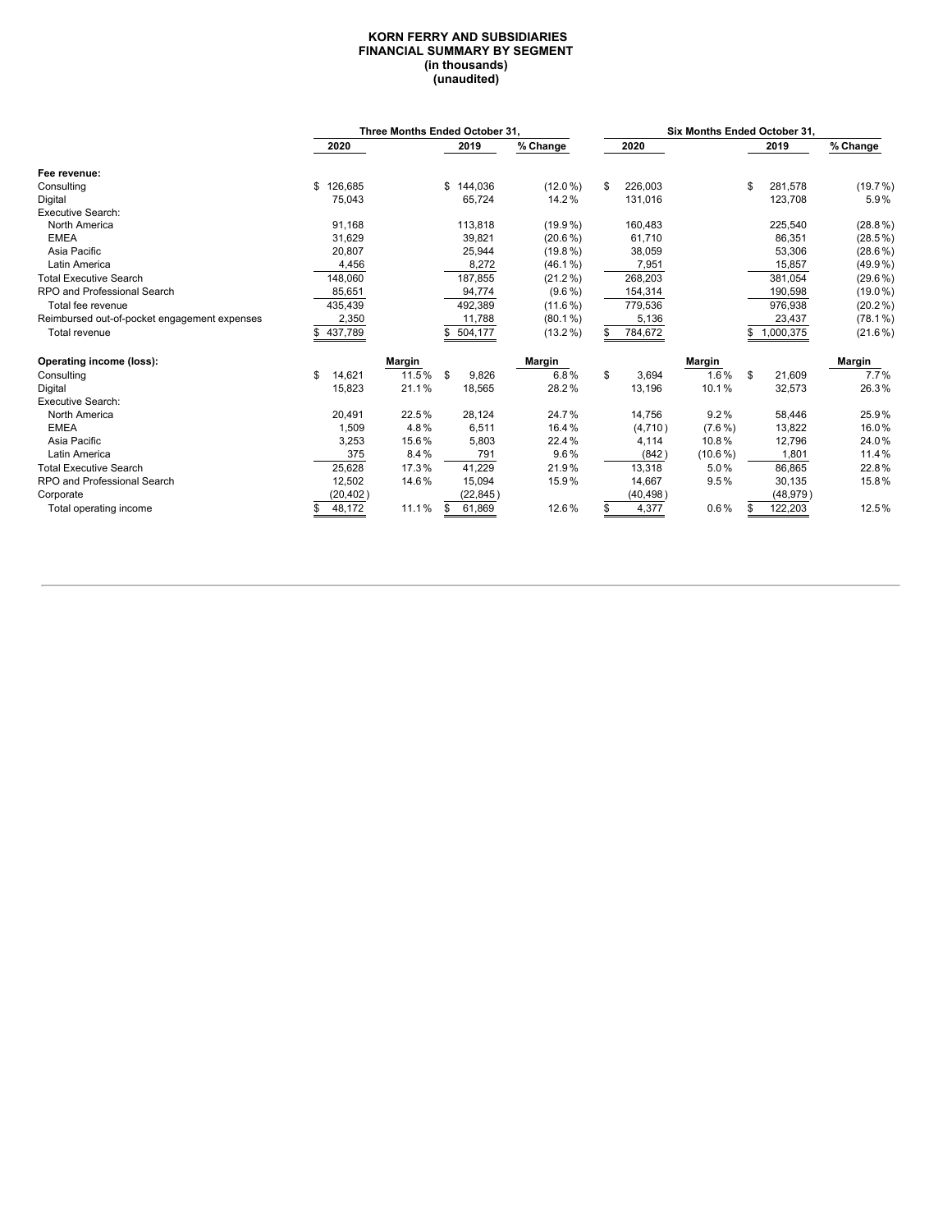**KORN FERRY AND SUBSIDIARIES**
**FINANCIAL SUMMARY BY SEGMENT**
**(in thousands)**
**(unaudited)**

| | Three Months Ended October 31, | | | | | Six Months Ended October 31, | | | | |
|---|---|---|---|---|---|---|---|---|---|---|
| | 2020 | | 2019 | | % Change | 2020 | | 2019 | | % Change |
| **Fee revenue:** | | | | | | | | | | |
| Consulting | $ 126,685 | | $ 144,036 | | (12.0 %) | $ 226,003 | | $ 281,578 | | (19.7 %) |
| Digital | 75,043 | | 65,724 | | 14.2 % | 131,016 | | 123,708 | | 5.9 % |
| Executive Search: | | | | | | | | | | |
| North America | 91,168 | | 113,818 | | (19.9 %) | 160,483 | | 225,540 | | (28.8 %) |
| EMEA | 31,629 | | 39,821 | | (20.6 %) | 61,710 | | 86,351 | | (28.5 %) |
| Asia Pacific | 20,807 | | 25,944 | | (19.8 %) | 38,059 | | 53,306 | | (28.6 %) |
| Latin America | 4,456 | | 8,272 | | (46.1 %) | 7,951 | | 15,857 | | (49.9 %) |
| Total Executive Search | 148,060 | | 187,855 | | (21.2 %) | 268,203 | | 381,054 | | (29.6 %) |
| RPO and Professional Search | 85,651 | | 94,774 | | (9.6 %) | 154,314 | | 190,598 | | (19.0 %) |
| Total fee revenue | 435,439 | | 492,389 | | (11.6 %) | 779,536 | | 976,938 | | (20.2 %) |
| Reimbursed out-of-pocket engagement expenses | 2,350 | | 11,788 | | (80.1 %) | 5,136 | | 23,437 | | (78.1 %) |
| Total revenue | $ 437,789 | | $ 504,177 | | (13.2 %) | $ 784,672 | | $ 1,000,375 | | (21.6 %) |
| **Operating income (loss):** | | **Margin** | | **Margin** | | | **Margin** | | **Margin** | |
| Consulting | $ 14,621 | 11.5 % | $ 9,826 | 6.8 % | | $ 3,694 | 1.6 % | $ 21,609 | 7.7 % | |
| Digital | 15,823 | 21.1 % | 18,565 | 28.2 % | | 13,196 | 10.1 % | 32,573 | 26.3 % | |
| Executive Search: | | | | | | | | | | |
| North America | 20,491 | 22.5 % | 28,124 | 24.7 % | | 14,756 | 9.2 % | 58,446 | 25.9 % | |
| EMEA | 1,509 | 4.8 % | 6,511 | 16.4 % | | (4,710) | (7.6 %) | 13,822 | 16.0 % | |
| Asia Pacific | 3,253 | 15.6 % | 5,803 | 22.4 % | | 4,114 | 10.8 % | 12,796 | 24.0 % | |
| Latin America | 375 | 8.4 % | 791 | 9.6 % | | (842) | (10.6 %) | 1,801 | 11.4 % | |
| Total Executive Search | 25,628 | 17.3 % | 41,229 | 21.9 % | | 13,318 | 5.0 % | 86,865 | 22.8 % | |
| RPO and Professional Search | 12,502 | 14.6 % | 15,094 | 15.9 % | | 14,667 | 9.5 % | 30,135 | 15.8 % | |
| Corporate | (20,402) | | (22,845) | | | (40,498) | | (48,979) | | |
| Total operating income | $ 48,172 | 11.1 % | $ 61,869 | 12.6 % | | $ 4,377 | 0.6 % | $ 122,203 | 12.5 % | |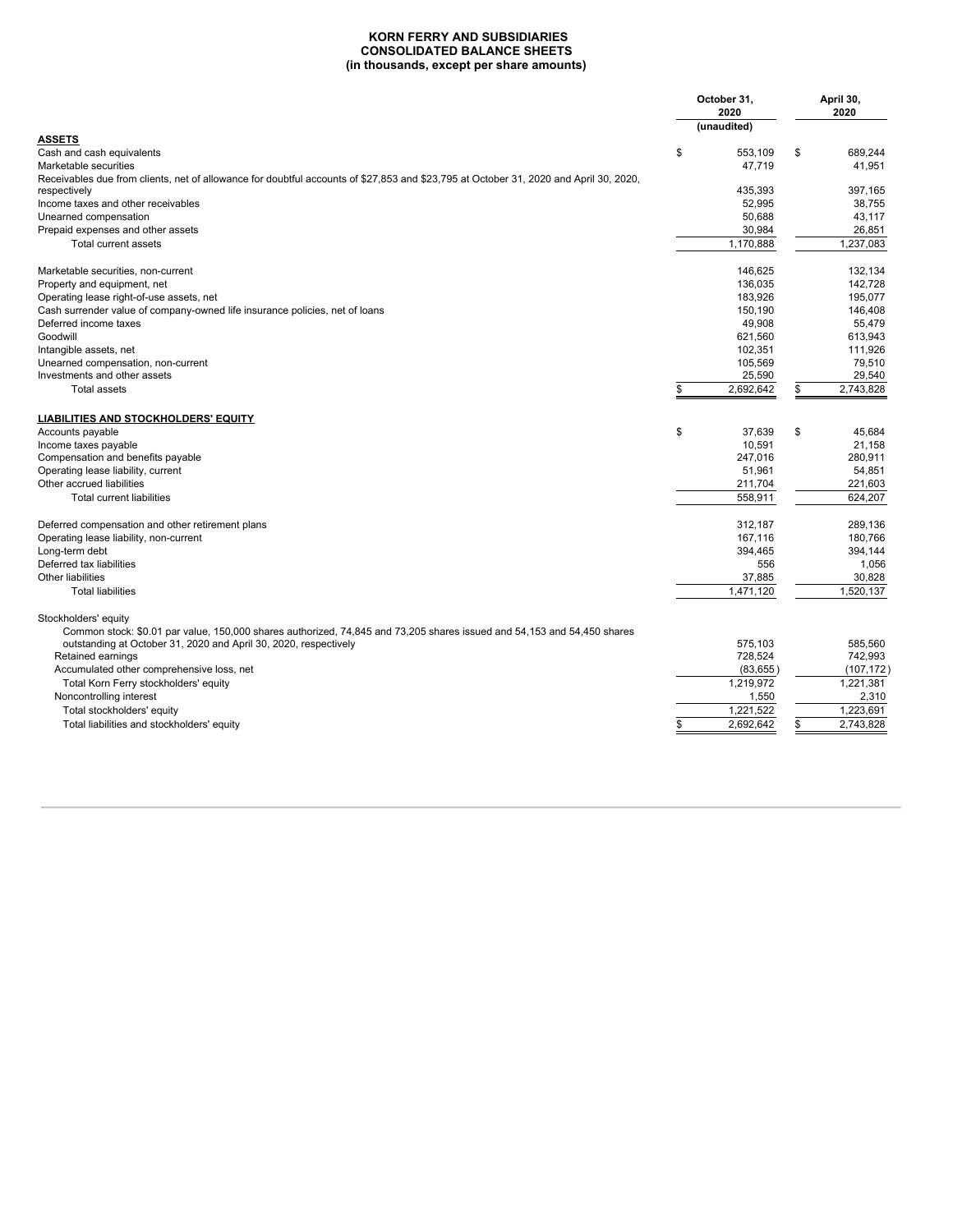**KORN FERRY AND SUBSIDIARIES**
**CONSOLIDATED BALANCE SHEETS**
**(in thousands, except per share amounts)**

| | October 31, 2020 (unaudited) | April 30, 2020 |
|---|---|---|
| **ASSETS** | | |
| Cash and cash equivalents | $ 553,109 | $ 689,244 |
| Marketable securities | 47,719 | 41,951 |
| Receivables due from clients, net of allowance for doubtful accounts of $27,853 and $23,795 at October 31, 2020 and April 30, 2020, respectively | 435,393 | 397,165 |
| Income taxes and other receivables | 52,995 | 38,755 |
| Unearned compensation | 50,688 | 43,117 |
| Prepaid expenses and other assets | 30,984 | 26,851 |
| Total current assets | 1,170,888 | 1,237,083 |
| | | |
| Marketable securities, non-current | 146,625 | 132,134 |
| Property and equipment, net | 136,035 | 142,728 |
| Operating lease right-of-use assets, net | 183,926 | 195,077 |
| Cash surrender value of company-owned life insurance policies, net of loans | 150,190 | 146,408 |
| Deferred income taxes | 49,908 | 55,479 |
| Goodwill | 621,560 | 613,943 |
| Intangible assets, net | 102,351 | 111,926 |
| Unearned compensation, non-current | 105,569 | 79,510 |
| Investments and other assets | 25,590 | 29,540 |
| Total assets | $ 2,692,642 | $ 2,743,828 |
| | | |
| **LIABILITIES AND STOCKHOLDERS' EQUITY** | | |
| Accounts payable | $ 37,639 | $ 45,684 |
| Income taxes payable | 10,591 | 21,158 |
| Compensation and benefits payable | 247,016 | 280,911 |
| Operating lease liability, current | 51,961 | 54,851 |
| Other accrued liabilities | 211,704 | 221,603 |
| Total current liabilities | 558,911 | 624,207 |
| | | |
| Deferred compensation and other retirement plans | 312,187 | 289,136 |
| Operating lease liability, non-current | 167,116 | 180,766 |
| Long-term debt | 394,465 | 394,144 |
| Deferred tax liabilities | 556 | 1,056 |
| Other liabilities | 37,885 | 30,828 |
| Total liabilities | 1,471,120 | 1,520,137 |
| | | |
| Stockholders' equity | | |
| Common stock: $0.01 par value, 150,000 shares authorized, 74,845 and 73,205 shares issued and 54,153 and 54,450 shares outstanding at October 31, 2020 and April 30, 2020, respectively | 575,103 | 585,560 |
| Retained earnings | 728,524 | 742,993 |
| Accumulated other comprehensive loss, net | (83,655) | (107,172) |
| Total Korn Ferry stockholders' equity | 1,219,972 | 1,221,381 |
| Noncontrolling interest | 1,550 | 2,310 |
| Total stockholders' equity | 1,221,522 | 1,223,691 |
| Total liabilities and stockholders' equity | $ 2,692,642 | $ 2,743,828 |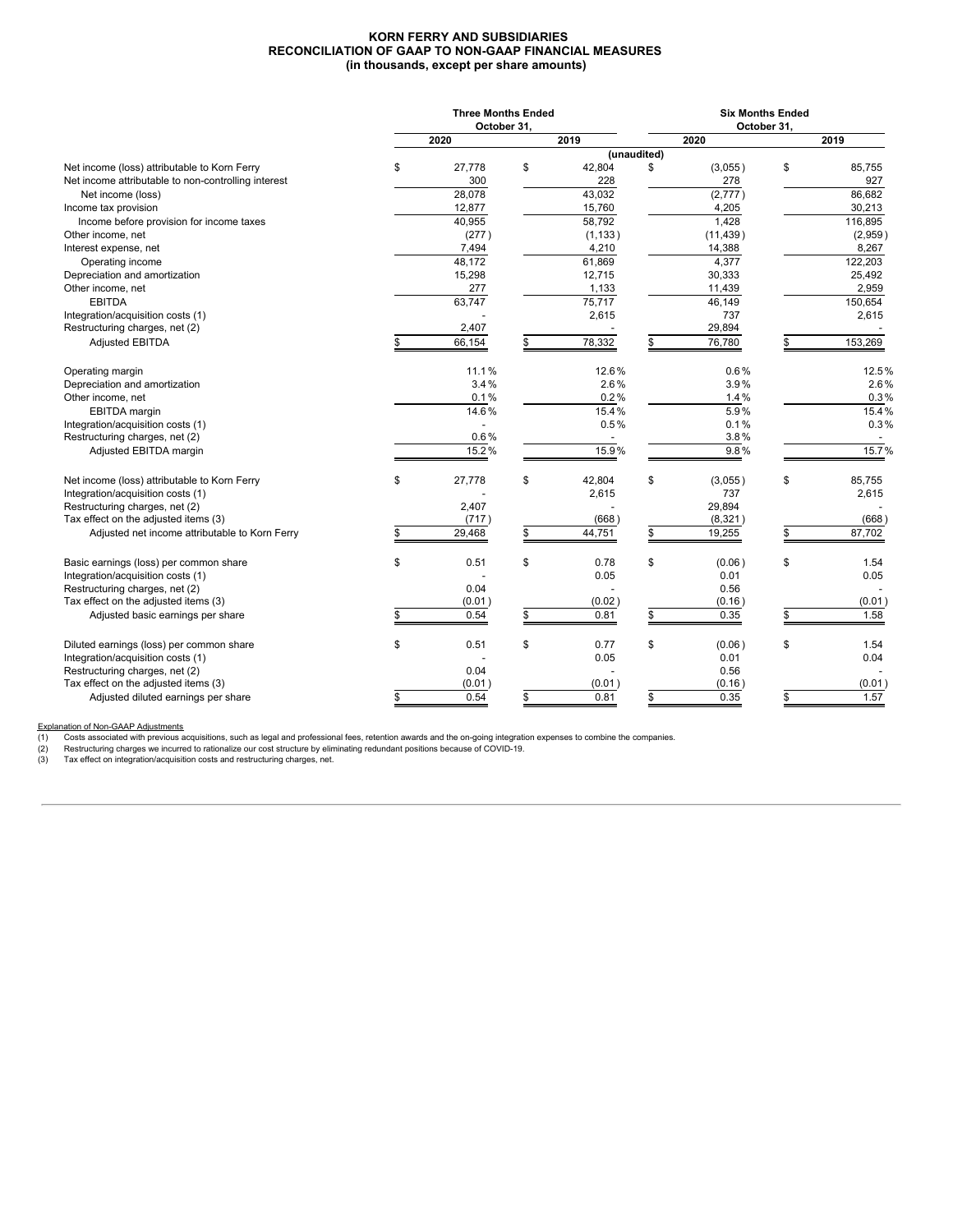# KORN FERRY AND SUBSIDIARIES
## RECONCILIATION OF GAAP TO NON-GAAP FINANCIAL MEASURES
### (in thousands, except per share amounts)

| | Three Months Ended October 31, | | Six Months Ended October 31, | |
|---|---|---|---|---|
| | 2020 | 2019 | 2020 | 2019 |
| | (unaudited) | | | |
| Net income (loss) attributable to Korn Ferry | $ 27,778 | $ 42,804 | $ (3,055) | $ 85,755 |
| Net income attributable to non-controlling interest | 300 | 228 | 278 | 927 |
| Net income (loss) | 28,078 | 43,032 | (2,777) | 86,682 |
| Income tax provision | 12,877 | 15,760 | 4,205 | 30,213 |
| Income before provision for income taxes | 40,955 | 58,792 | 1,428 | 116,895 |
| Other income, net | (277) | (1,133) | (11,439) | (2,959) |
| Interest expense, net | 7,494 | 4,210 | 14,388 | 8,267 |
| Operating income | 48,172 | 61,869 | 4,377 | 122,203 |
| Depreciation and amortization | 15,298 | 12,715 | 30,333 | 25,492 |
| Other income, net | 277 | 1,133 | 11,439 | 2,959 |
| EBITDA | 63,747 | 75,717 | 46,149 | 150,654 |
| Integration/acquisition costs (1) | - | 2,615 | 737 | 2,615 |
| Restructuring charges, net (2) | 2,407 | - | 29,894 | - |
| Adjusted EBITDA | $ 66,154 | $ 78,332 | $ 76,780 | $ 153,269 |
| | | | | |
| Operating margin | 11.1% | 12.6% | 0.6% | 12.5% |
| Depreciation and amortization | 3.4% | 2.6% | 3.9% | 2.6% |
| Other income, net | 0.1% | 0.2% | 1.4% | 0.3% |
| EBITDA margin | 14.6% | 15.4% | 5.9% | 15.4% |
| Integration/acquisition costs (1) | - | 0.5% | 0.1% | 0.3% |
| Restructuring charges, net (2) | 0.6% | - | 3.8% | - |
| Adjusted EBITDA margin | 15.2% | 15.9% | 9.8% | 15.7% |
| | | | | |
| Net income (loss) attributable to Korn Ferry | $ 27,778 | $ 42,804 | $ (3,055) | $ 85,755 |
| Integration/acquisition costs (1) | - | 2,615 | 737 | 2,615 |
| Restructuring charges, net (2) | 2,407 | - | 29,894 | - |
| Tax effect on the adjusted items (3) | (717) | (668) | (8,321) | (668) |
| Adjusted net income attributable to Korn Ferry | $ 29,468 | $ 44,751 | $ 19,255 | $ 87,702 |
| | | | | |
| Basic earnings (loss) per common share | $ 0.51 | $ 0.78 | $ (0.06) | $ 1.54 |
| Integration/acquisition costs (1) | - | 0.05 | 0.01 | 0.05 |
| Restructuring charges, net (2) | 0.04 | - | 0.56 | - |
| Tax effect on the adjusted items (3) | (0.01) | (0.02) | (0.16) | (0.01) |
| Adjusted basic earnings per share | $ 0.54 | $ 0.81 | $ 0.35 | $ 1.58 |
| | | | | |
| Diluted earnings (loss) per common share | $ 0.51 | $ 0.77 | $ (0.06) | $ 1.54 |
| Integration/acquisition costs (1) | - | 0.05 | 0.01 | 0.04 |
| Restructuring charges, net (2) | 0.04 | - | 0.56 | - |
| Tax effect on the adjusted items (3) | (0.01) | (0.01) | (0.16) | (0.01) |
| Adjusted diluted earnings per share | $ 0.54 | $ 0.81 | $ 0.35 | $ 1.57 |

Explanation of Non-GAAP Adjustments

(1) Costs associated with previous acquisitions, such as legal and professional fees, retention awards and the on-going integration expenses to combine the companies.

(2) Restructuring charges we incurred to rationalize our cost structure by eliminating redundant positions because of COVID-19.

(3) Tax effect on integration/acquisition costs and restructuring charges, net.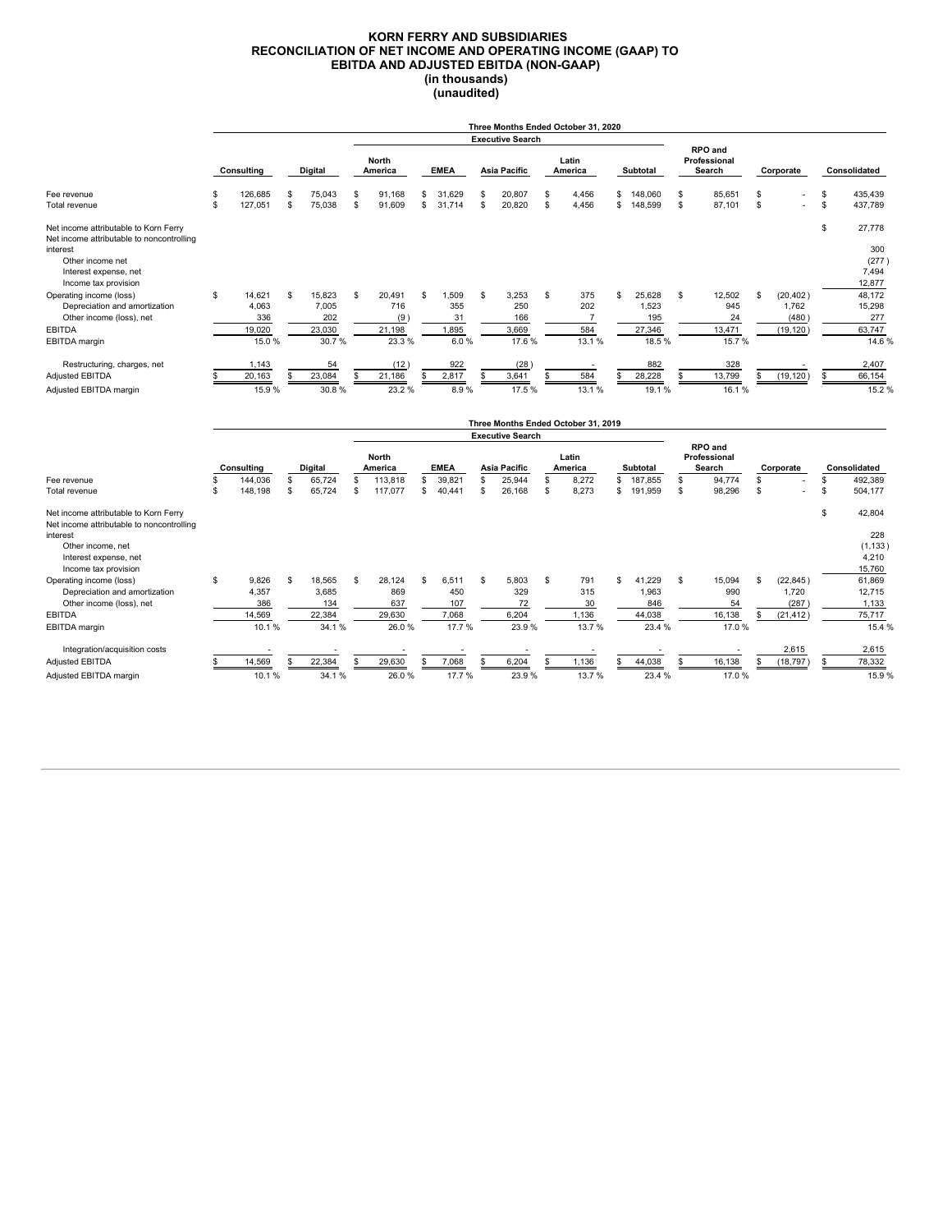# KORN FERRY AND SUBSIDIARIES
## RECONCILIATION OF NET INCOME AND OPERATING INCOME (GAAP) TO EBITDA AND ADJUSTED EBITDA (NON-GAAP)
### (in thousands)
### (unaudited)

| | Three Months Ended October 31, 2020 | | | | | | | | | | |
|---|---|---|---|---|---|---|---|---|---|---|---|
| | | | Executive Search | | | | | | | | |
| | Consulting | Digital | North America | EMEA | Asia Pacific | Latin America | Subtotal | RPO and Professional Search | Corporate | Consolidated |
| Fee revenue | $ 126,685 | $ 75,043 | $ 91,168 | $ 31,629 | $ 20,807 | $ 4,456 | $ 148,060 | $ 85,651 | $ - | $ 435,439 |
| Total revenue | $ 127,051 | $ 75,038 | $ 91,609 | $ 31,714 | $ 20,820 | $ 4,456 | $ 148,599 | $ 87,101 | $ - | $ 437,789 |
| Net income attributable to Korn Ferry | | | | | | | | | | $ 27,778 |
| Net income attributable to noncontrolling interest | | | | | | | | | | 300 |
| Other income net | | | | | | | | | | (277) |
| Interest expense, net | | | | | | | | | | 7,494 |
| Income tax provision | | | | | | | | | | 12,877 |
| Operating income (loss) | $ 14,621 | $ 15,823 | $ 20,491 | $ 1,509 | $ 3,253 | $ 375 | $ 25,628 | $ 12,502 | $ (20,402) | 48,172 |
| Depreciation and amortization | 4,063 | 7,005 | 716 | 355 | 250 | 202 | 1,523 | 945 | 1,762 | 15,298 |
| Other income (loss), net | 336 | 202 | (9) | 31 | 166 | 7 | 195 | 24 | (480) | 277 |
| EBITDA | 19,020 | 23,030 | 21,198 | 1,895 | 3,669 | 584 | 27,346 | 13,471 | (19,120) | 63,747 |
| EBITDA margin | 15.0 % | 30.7 % | 23.3 % | 6.0 % | 17.6 % | 13.1 % | 18.5 % | 15.7 % | | 14.6 % |
| Restructuring, charges, net | 1,143 | 54 | (12) | 922 | (28) | - | 882 | 328 | - | 2,407 |
| Adjusted EBITDA | $ 20,163 | $ 23,084 | $ 21,186 | $ 2,817 | $ 3,641 | $ 584 | $ 28,228 | $ 13,799 | $ (19,120) | $ 66,154 |
| Adjusted EBITDA margin | 15.9 % | 30.8 % | 23.2 % | 8.9 % | 17.5 % | 13.1 % | 19.1 % | 16.1 % | | 15.2 % |

| | Three Months Ended October 31, 2019 | | | | | | | | | |
|---|---|---|---|---|---|---|---|---|---|---|
| | | | Executive Search | | | | | | | |
| | Consulting | Digital | North America | EMEA | Asia Pacific | Latin America | Subtotal | RPO and Professional Search | Corporate | Consolidated |
| Fee revenue | $ 144,036 | $ 65,724 | $ 113,818 | $ 39,821 | $ 25,944 | $ 8,272 | $ 187,855 | $ 94,774 | $ - | $ 492,389 |
| Total revenue | $ 148,198 | $ 65,724 | $ 117,077 | $ 40,441 | $ 26,168 | $ 8,273 | $ 191,959 | $ 98,296 | $ - | $ 504,177 |
| Net income attributable to Korn Ferry | | | | | | | | | | $ 42,804 |
| Net income attributable to noncontrolling interest | | | | | | | | | | 228 |
| Other income, net | | | | | | | | | | (1,133) |
| Interest expense, net | | | | | | | | | | 4,210 |
| Income tax provision | | | | | | | | | | 15,760 |
| Operating income (loss) | $ 9,826 | $ 18,565 | $ 28,124 | $ 6,511 | $ 5,803 | $ 791 | $ 41,229 | $ 15,094 | $ (22,845) | 61,869 |
| Depreciation and amortization | 4,357 | 3,685 | 869 | 450 | 329 | 315 | 1,963 | 990 | 1,720 | 12,715 |
| Other income (loss), net | 386 | 134 | 637 | 107 | 72 | 30 | 846 | 54 | (287) | 1,133 |
| EBITDA | 14,569 | 22,384 | 29,630 | 7,068 | 6,204 | 1,136 | 44,038 | 16,138 | $ (21,412) | 75,717 |
| EBITDA margin | 10.1 % | 34.1 % | 26.0 % | 17.7 % | 23.9 % | 13.7 % | 23.4 % | 17.0 % | | 15.4 % |
| Integration/acquisition costs | - | - | - | - | - | - | - | - | 2,615 | 2,615 |
| Adjusted EBITDA | $ 14,569 | $ 22,384 | $ 29,630 | $ 7,068 | $ 6,204 | $ 1,136 | $ 44,038 | $ 16,138 | $ (18,797) | $ 78,332 |
| Adjusted EBITDA margin | 10.1 % | 34.1 % | 26.0 % | 17.7 % | 23.9 % | 13.7 % | 23.4 % | 17.0 % | | 15.9 % |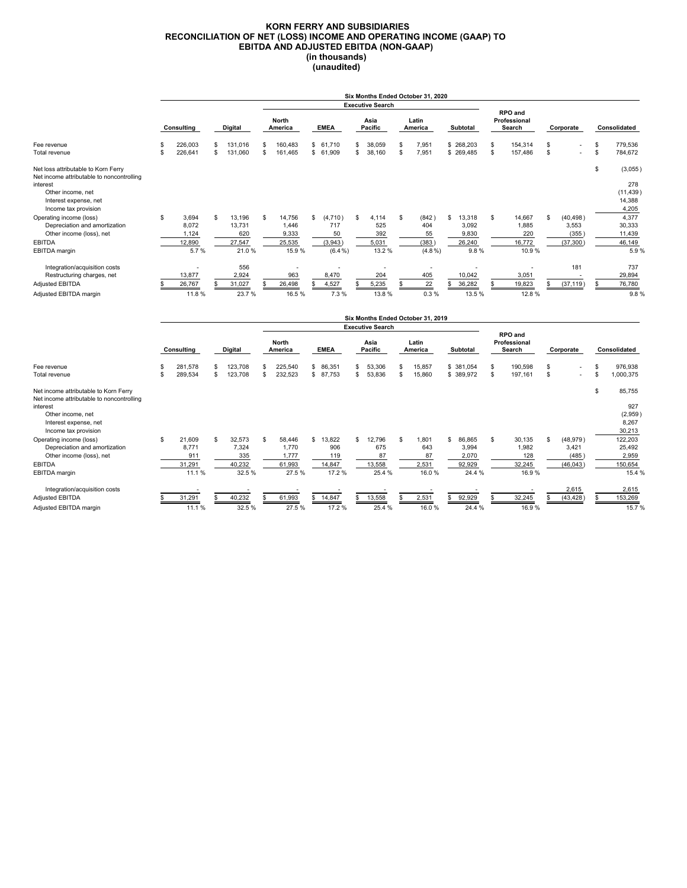# KORN FERRY AND SUBSIDIARIES
## RECONCILIATION OF NET (LOSS) INCOME AND OPERATING INCOME (GAAP) TO EBITDA AND ADJUSTED EBITDA (NON-GAAP)
### (in thousands)
### (unaudited)

| | Six Months Ended October 31, 2020 | | | | | | | | | | |
|---|---|---|---|---|---|---|---|---|---|---|---|
| | | | Executive Search | | | | | | | | |
| | Consulting | Digital | North America | EMEA | Asia Pacific | Latin America | Subtotal | RPO and Professional Search | Corporate | Consolidated |
| Fee revenue | $ 226,003 | $ 131,016 | $ 160,483 | $ 61,710 | $ 38,059 | $ 7,951 | $ 268,203 | $ 154,314 | $ - | $ 779,536 |
| Total revenue | $ 226,641 | $ 131,060 | $ 161,465 | $ 61,909 | $ 38,160 | $ 7,951 | $ 269,485 | $ 157,486 | $ - | $ 784,672 |
| Net loss attributable to Korn Ferry | | | | | | | | | | $ (3,055) |
| Net income attributable to noncontrolling interest | | | | | | | | | | 278 |
| Other income, net | | | | | | | | | | (11,439) |
| Interest expense, net | | | | | | | | | | 14,388 |
| Income tax provision | | | | | | | | | | 4,205 |
| Operating income (loss) | $ 3,694 | $ 13,196 | $ 14,756 | $ (4,710) | $ 4,114 | $ (842) | $ 13,318 | $ 14,667 | $ (40,498) | 4,377 |
| Depreciation and amortization | 8,072 | 13,731 | 1,446 | 717 | 525 | 404 | 3,092 | 1,885 | 3,553 | 30,333 |
| Other income (loss), net | 1,124 | 620 | 9,333 | 50 | 392 | 55 | 9,830 | 220 | (355) | 11,439 |
| EBITDA | 12,890 | 27,547 | 25,535 | (3,943) | 5,031 | (383) | 26,240 | 16,772 | (37,300) | 46,149 |
| EBITDA margin | 5.7 % | 21.0 % | 15.9 % | (6.4 %) | 13.2 % | (4.8 %) | 9.8 % | 10.9 % | | 5.9 % |
| Integration/acquisition costs | - | 556 | - | - | - | - | - | - | 181 | 737 |
| Restructuring charges, net | 13,877 | 2,924 | 963 | 8,470 | 204 | 405 | 10,042 | 3,051 | - | 29,894 |
| Adjusted EBITDA | $ 26,767 | $ 31,027 | $ 26,498 | $ 4,527 | $ 5,235 | $ 22 | $ 36,282 | $ 19,823 | $ (37,119) | $ 76,780 |
| Adjusted EBITDA margin | 11.8 % | 23.7 % | 16.5 % | 7.3 % | 13.8 % | 0.3 % | 13.5 % | 12.8 % | | 9.8 % |

| | Six Months Ended October 31, 2019 | | | | | | | | | |
|---|---|---|---|---|---|---|---|---|---|---|
| | | | Executive Search | | | | | | | |
| | Consulting | Digital | North America | EMEA | Asia Pacific | Latin America | Subtotal | RPO and Professional Search | Corporate | Consolidated |
| Fee revenue | $ 281,578 | $ 123,708 | $ 225,540 | $ 86,351 | $ 53,306 | $ 15,857 | $ 381,054 | $ 190,598 | $ - | $ 976,938 |
| Total revenue | $ 289,534 | $ 123,708 | $ 232,523 | $ 87,753 | $ 53,836 | $ 15,860 | $ 389,972 | $ 197,161 | $ - | $ 1,000,375 |
| Net income attributable to Korn Ferry | | | | | | | | | | $ 85,755 |
| Net income attributable to noncontrolling interest | | | | | | | | | | 927 |
| Other income, net | | | | | | | | | | (2,959) |
| Interest expense, net | | | | | | | | | | 8,267 |
| Income tax provision | | | | | | | | | | 30,213 |
| Operating income (loss) | $ 21,609 | $ 32,573 | $ 58,446 | $ 13,822 | $ 12,796 | $ 1,801 | $ 86,865 | $ 30,135 | $ (48,979) | 122,203 |
| Depreciation and amortization | 8,771 | 7,324 | 1,770 | 906 | 675 | 643 | 3,994 | 1,982 | 3,421 | 25,492 |
| Other income (loss), net | 911 | 335 | 1,777 | 119 | 87 | 87 | 2,070 | 128 | (485) | 2,959 |
| EBITDA | 31,291 | 40,232 | 61,993 | 14,847 | 13,558 | 2,531 | 92,929 | 32,245 | (46,043) | 150,654 |
| EBITDA margin | 11.1 % | 32.5 % | 27.5 % | 17.2 % | 25.4 % | 16.0 % | 24.4 % | 16.9 % | | 15.4 % |
| Integration/acquisition costs | - | - | - | - | - | - | - | - | 2,615 | 2,615 |
| Adjusted EBITDA | $ 31,291 | $ 40,232 | $ 61,993 | $ 14,847 | $ 13,558 | $ 2,531 | $ 92,929 | $ 32,245 | $ (43,428) | $ 153,269 |
| Adjusted EBITDA margin | 11.1 % | 32.5 % | 27.5 % | 17.2 % | 25.4 % | 16.0 % | 24.4 % | 16.9 % | | 15.7 % |